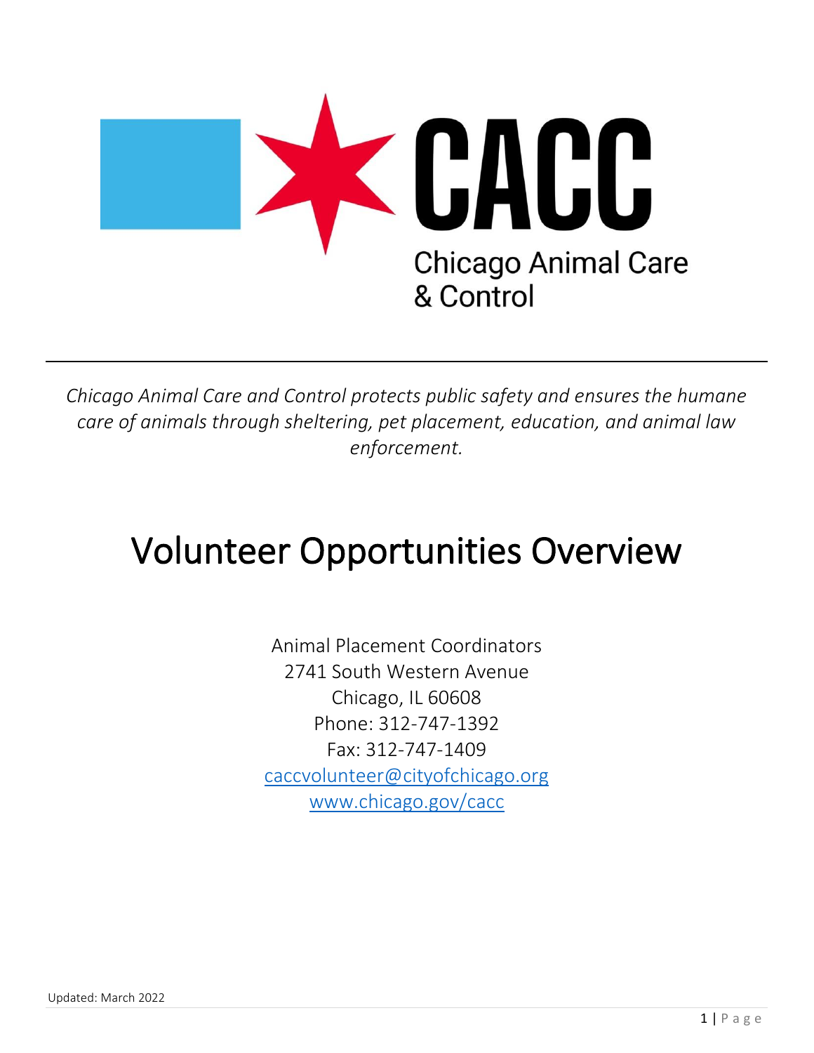# CACC

Chicago Animal Care & Control

*Chicago Animal Care and Control protects public safety and ensures the humane care of animals through sheltering, pet placement, education, and animal law enforcement.*

# Volunteer Opportunities Overview

Animal Placement Coordinators
2741 South Western Avenue
Chicago, IL 60608
Phone: 312-747-1392
Fax: 312-747-1409
caccvolunteer@cityofchicago.org
www.chicago.gov/cacc

Updated: March 2022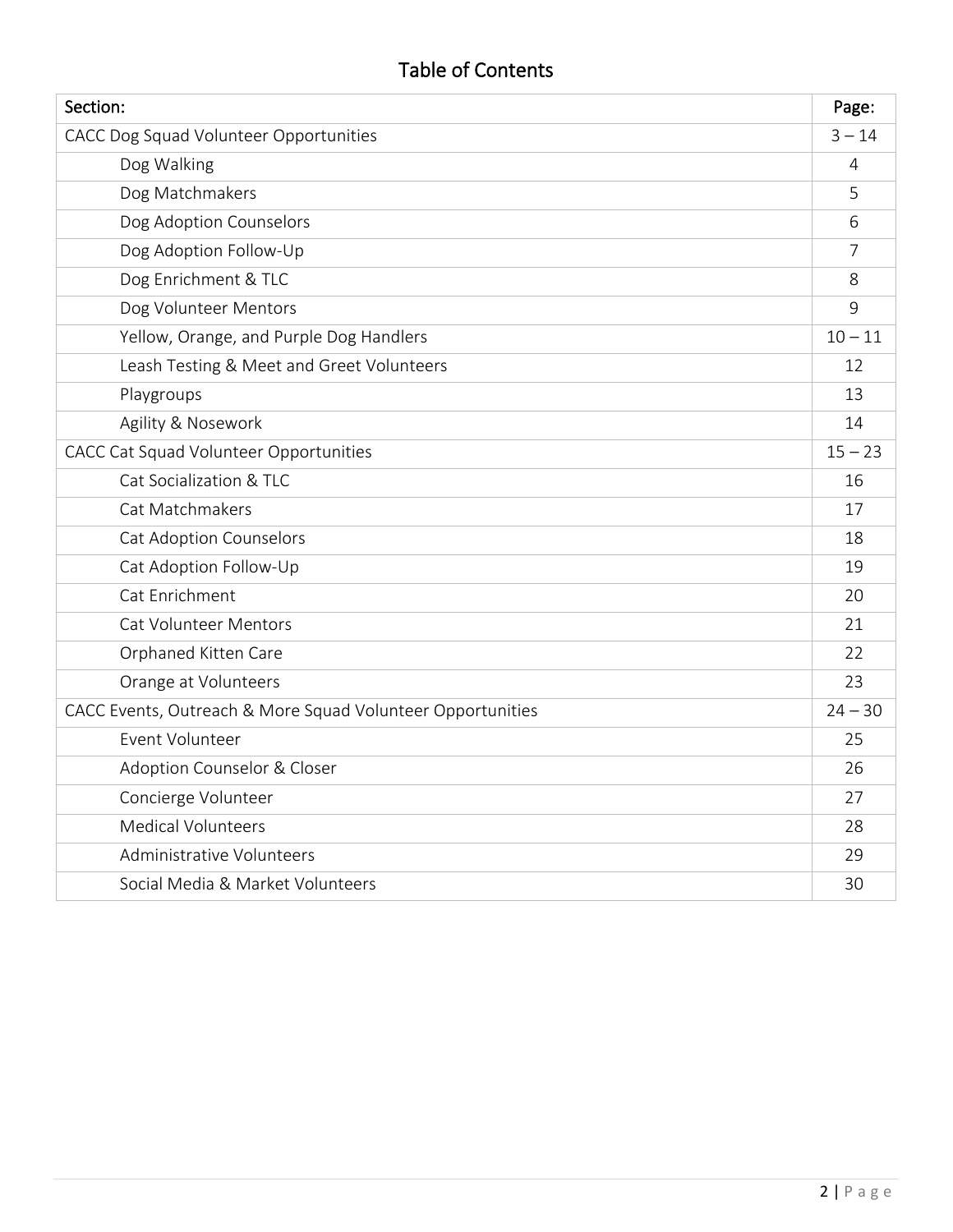# Table of Contents

| Section: | Page: |
|---|---|
| CACC Dog Squad Volunteer Opportunities | 3 – 14 |
| Dog Walking | 4 |
| Dog Matchmakers | 5 |
| Dog Adoption Counselors | 6 |
| Dog Adoption Follow-Up | 7 |
| Dog Enrichment & TLC | 8 |
| Dog Volunteer Mentors | 9 |
| Yellow, Orange, and Purple Dog Handlers | 10 – 11 |
| Leash Testing & Meet and Greet Volunteers | 12 |
| Playgroups | 13 |
| Agility & Nosework | 14 |
| CACC Cat Squad Volunteer Opportunities | 15 – 23 |
| Cat Socialization & TLC | 16 |
| Cat Matchmakers | 17 |
| Cat Adoption Counselors | 18 |
| Cat Adoption Follow-Up | 19 |
| Cat Enrichment | 20 |
| Cat Volunteer Mentors | 21 |
| Orphaned Kitten Care | 22 |
| Orange at Volunteers | 23 |
| CACC Events, Outreach & More Squad Volunteer Opportunities | 24 – 30 |
| Event Volunteer | 25 |
| Adoption Counselor & Closer | 26 |
| Concierge Volunteer | 27 |
| Medical Volunteers | 28 |
| Administrative Volunteers | 29 |
| Social Media & Market Volunteers | 30 |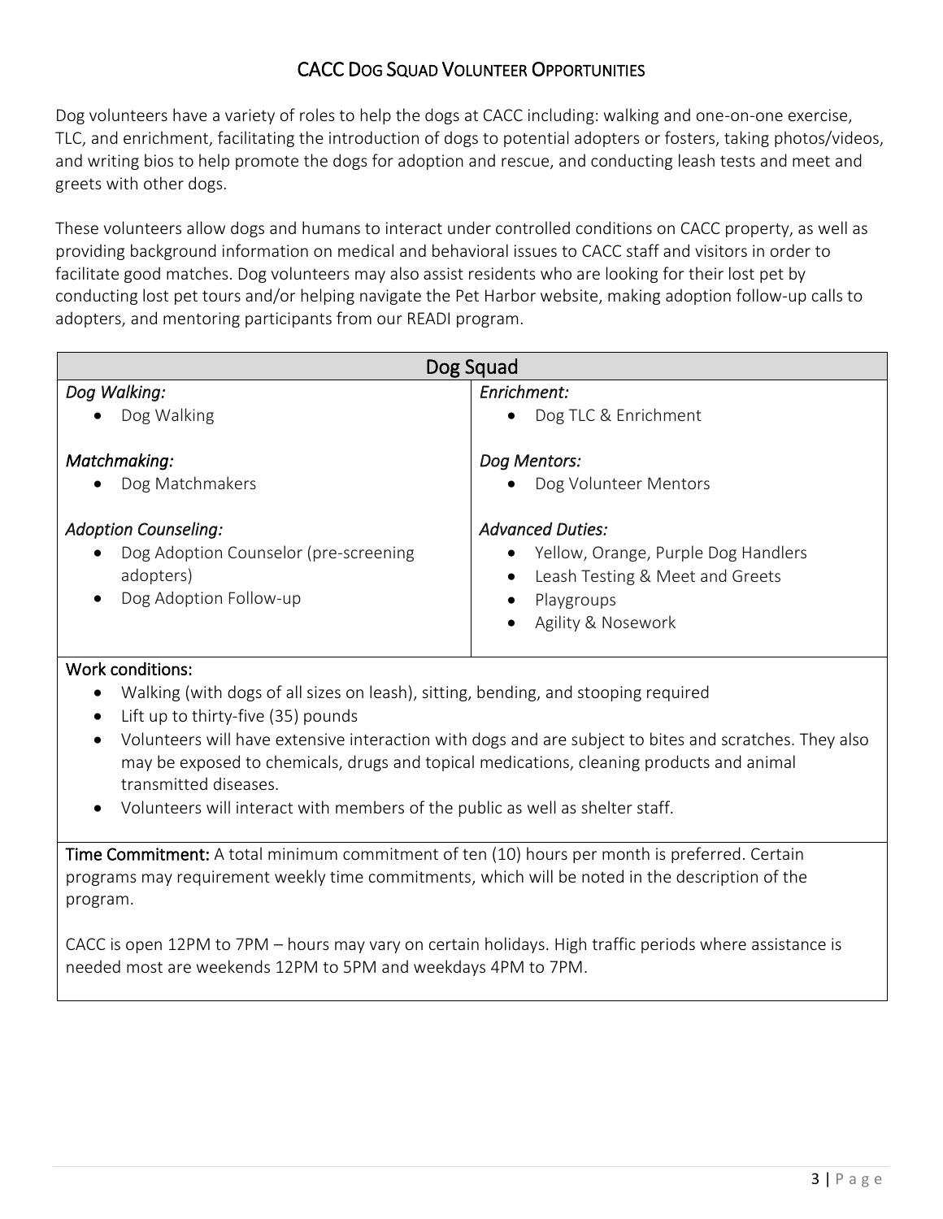## CACC Dog Squad Volunteer Opportunities

Dog volunteers have a variety of roles to help the dogs at CACC including: walking and one-on-one exercise, TLC, and enrichment, facilitating the introduction of dogs to potential adopters or fosters, taking photos/videos, and writing bios to help promote the dogs for adoption and rescue, and conducting leash tests and meet and greets with other dogs.

These volunteers allow dogs and humans to interact under controlled conditions on CACC property, as well as providing background information on medical and behavioral issues to CACC staff and visitors in order to facilitate good matches. Dog volunteers may also assist residents who are looking for their lost pet by conducting lost pet tours and/or helping navigate the Pet Harbor website, making adoption follow-up calls to adopters, and mentoring participants from our READI program.

| Dog Squad | |
|---|---|
| *Dog Walking:*<br>• Dog Walking | *Enrichment:*<br>• Dog TLC & Enrichment |
| *Matchmaking:*<br>• Dog Matchmakers | *Dog Mentors:*<br>• Dog Volunteer Mentors |
| *Adoption Counseling:*<br>• Dog Adoption Counselor (pre-screening adopters)<br>• Dog Adoption Follow-up | *Advanced Duties:*<br>• Yellow, Orange, Purple Dog Handlers<br>• Leash Testing & Meet and Greets<br>• Playgroups<br>• Agility & Nosework |

Work conditions:

- Walking (with dogs of all sizes on leash), sitting, bending, and stooping required
- Lift up to thirty-five (35) pounds
- Volunteers will have extensive interaction with dogs and are subject to bites and scratches. They also may be exposed to chemicals, drugs and topical medications, cleaning products and animal transmitted diseases.
- Volunteers will interact with members of the public as well as shelter staff.

**Time Commitment:** A total minimum commitment of ten (10) hours per month is preferred. Certain programs may requirement weekly time commitments, which will be noted in the description of the program.

CACC is open 12PM to 7PM – hours may vary on certain holidays. High traffic periods where assistance is needed most are weekends 12PM to 5PM and weekdays 4PM to 7PM.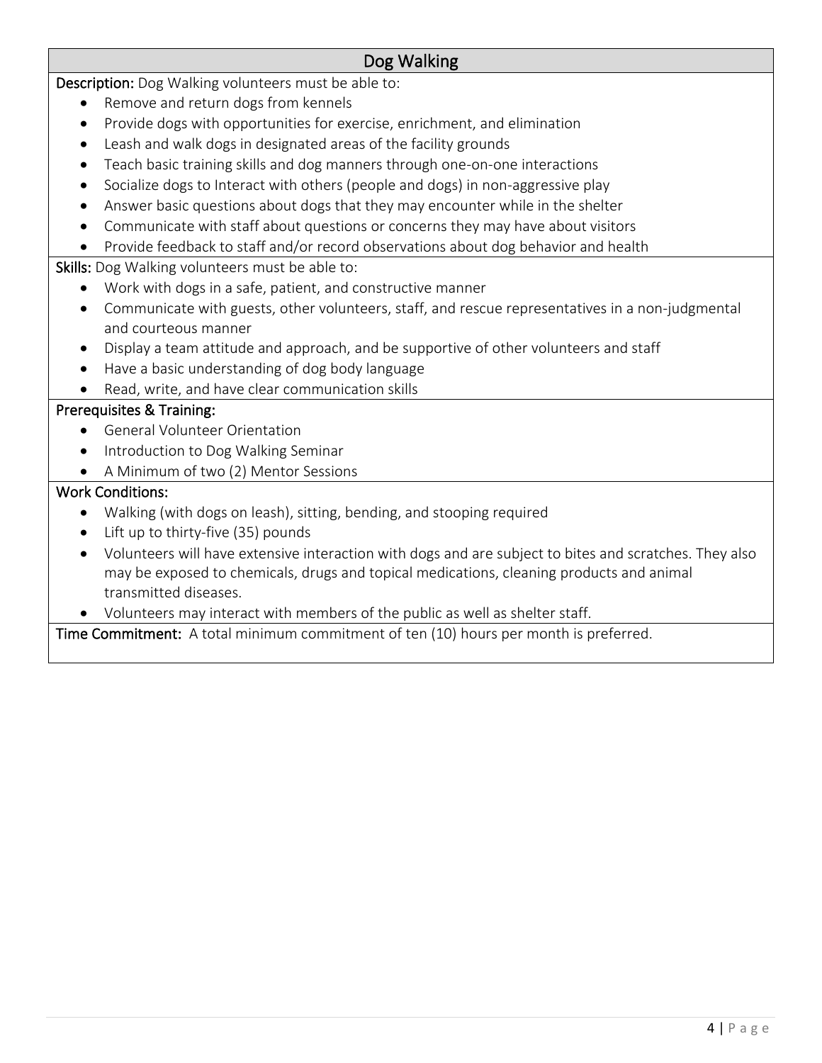## Dog Walking

**Description:** Dog Walking volunteers must be able to:

- Remove and return dogs from kennels
- Provide dogs with opportunities for exercise, enrichment, and elimination
- Leash and walk dogs in designated areas of the facility grounds
- Teach basic training skills and dog manners through one-on-one interactions
- Socialize dogs to Interact with others (people and dogs) in non-aggressive play
- Answer basic questions about dogs that they may encounter while in the shelter
- Communicate with staff about questions or concerns they may have about visitors
- Provide feedback to staff and/or record observations about dog behavior and health

**Skills:** Dog Walking volunteers must be able to:

- Work with dogs in a safe, patient, and constructive manner
- Communicate with guests, other volunteers, staff, and rescue representatives in a non-judgmental and courteous manner
- Display a team attitude and approach, and be supportive of other volunteers and staff
- Have a basic understanding of dog body language
- Read, write, and have clear communication skills

**Prerequisites & Training:**

- General Volunteer Orientation
- Introduction to Dog Walking Seminar
- A Minimum of two (2) Mentor Sessions

**Work Conditions:**

- Walking (with dogs on leash), sitting, bending, and stooping required
- Lift up to thirty-five (35) pounds
- Volunteers will have extensive interaction with dogs and are subject to bites and scratches. They also may be exposed to chemicals, drugs and topical medications, cleaning products and animal transmitted diseases.
- Volunteers may interact with members of the public as well as shelter staff.

**Time Commitment:** A total minimum commitment of ten (10) hours per month is preferred.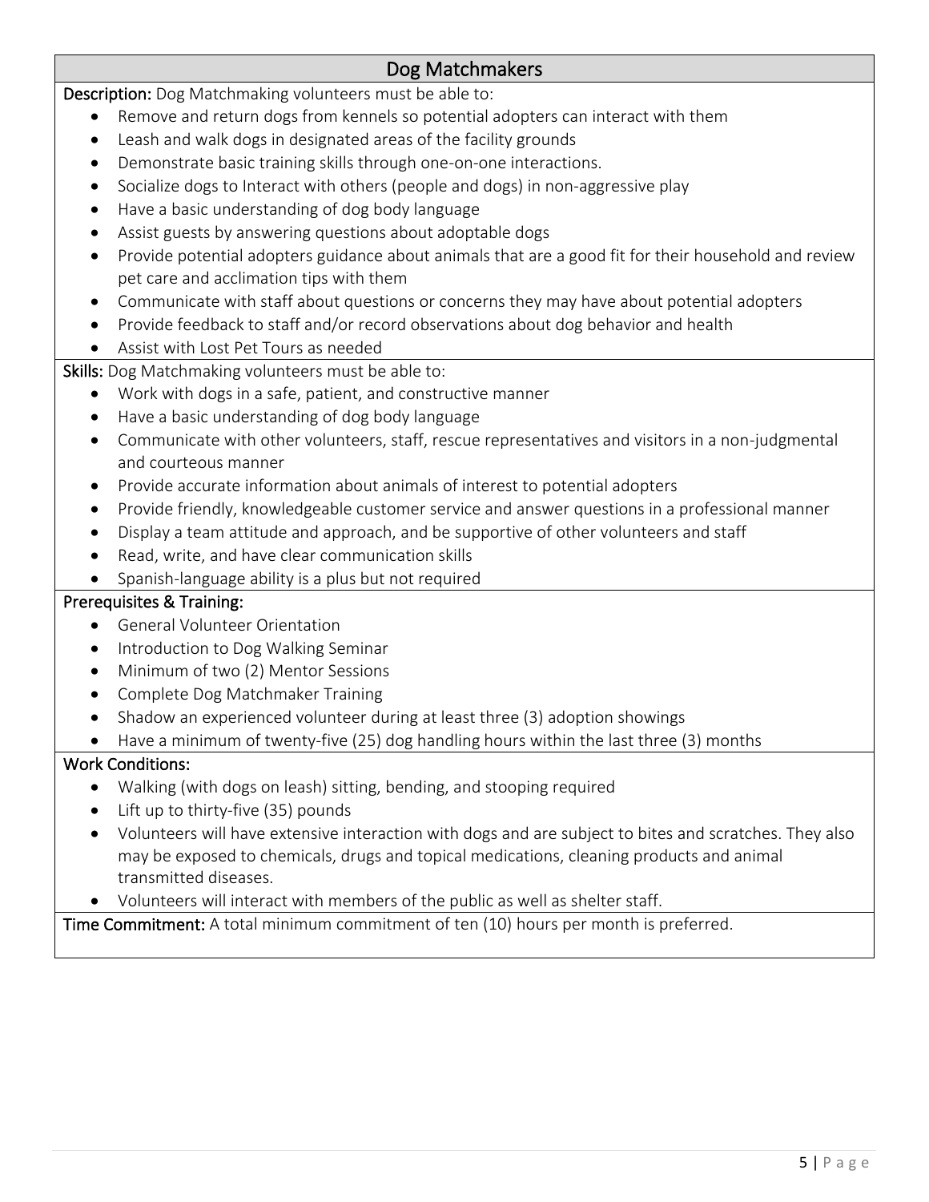## Dog Matchmakers

**Description:** Dog Matchmaking volunteers must be able to:

- Remove and return dogs from kennels so potential adopters can interact with them
- Leash and walk dogs in designated areas of the facility grounds
- Demonstrate basic training skills through one-on-one interactions.
- Socialize dogs to Interact with others (people and dogs) in non-aggressive play
- Have a basic understanding of dog body language
- Assist guests by answering questions about adoptable dogs
- Provide potential adopters guidance about animals that are a good fit for their household and review pet care and acclimation tips with them
- Communicate with staff about questions or concerns they may have about potential adopters
- Provide feedback to staff and/or record observations about dog behavior and health
- Assist with Lost Pet Tours as needed

**Skills:** Dog Matchmaking volunteers must be able to:

- Work with dogs in a safe, patient, and constructive manner
- Have a basic understanding of dog body language
- Communicate with other volunteers, staff, rescue representatives and visitors in a non-judgmental and courteous manner
- Provide accurate information about animals of interest to potential adopters
- Provide friendly, knowledgeable customer service and answer questions in a professional manner
- Display a team attitude and approach, and be supportive of other volunteers and staff
- Read, write, and have clear communication skills
- Spanish-language ability is a plus but not required

**Prerequisites & Training:**

- General Volunteer Orientation
- Introduction to Dog Walking Seminar
- Minimum of two (2) Mentor Sessions
- Complete Dog Matchmaker Training
- Shadow an experienced volunteer during at least three (3) adoption showings
- Have a minimum of twenty-five (25) dog handling hours within the last three (3) months

**Work Conditions:**

- Walking (with dogs on leash) sitting, bending, and stooping required
- Lift up to thirty-five (35) pounds
- Volunteers will have extensive interaction with dogs and are subject to bites and scratches. They also may be exposed to chemicals, drugs and topical medications, cleaning products and animal transmitted diseases.
- Volunteers will interact with members of the public as well as shelter staff.

**Time Commitment:** A total minimum commitment of ten (10) hours per month is preferred.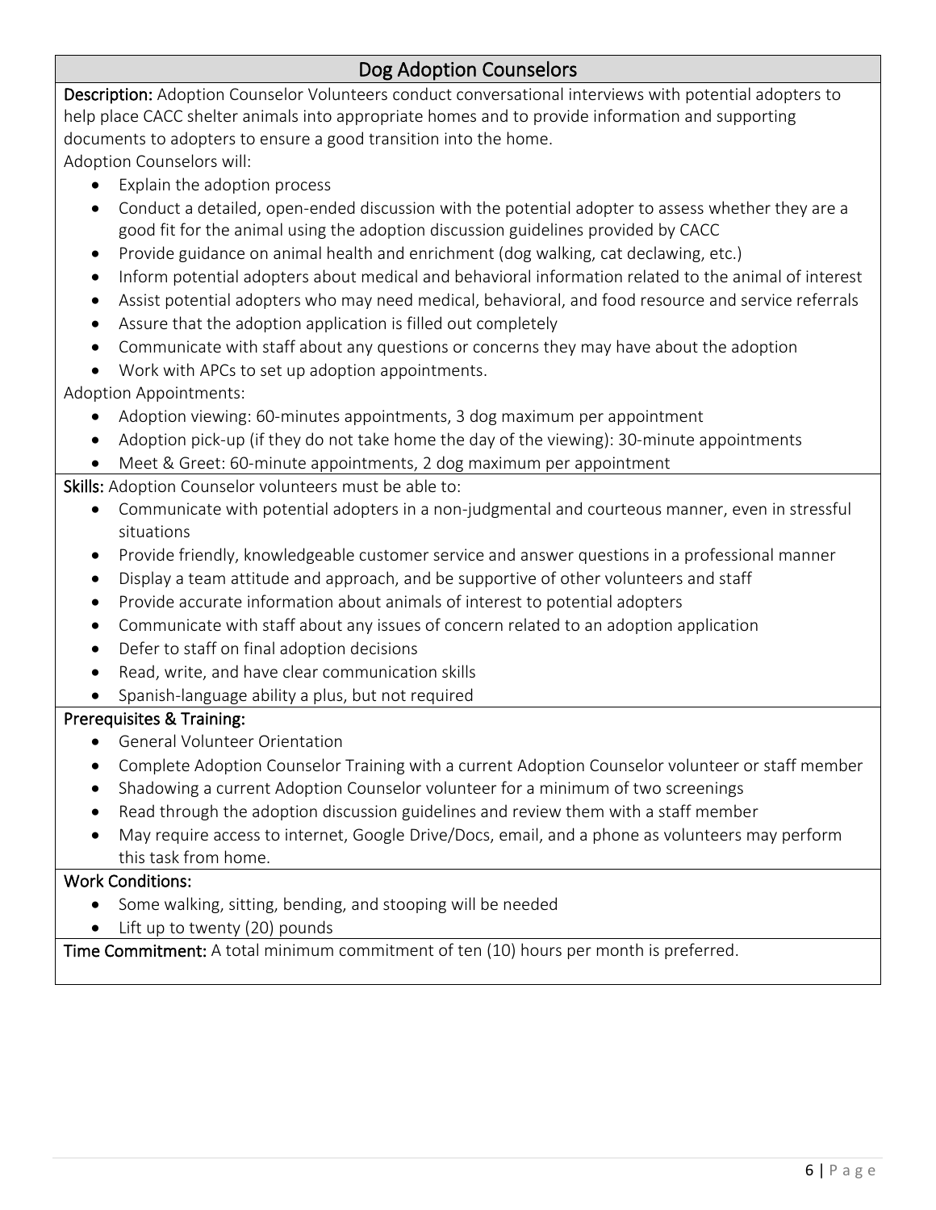## Dog Adoption Counselors

**Description:** Adoption Counselor Volunteers conduct conversational interviews with potential adopters to help place CACC shelter animals into appropriate homes and to provide information and supporting documents to adopters to ensure a good transition into the home.

Adoption Counselors will:

- Explain the adoption process
- Conduct a detailed, open-ended discussion with the potential adopter to assess whether they are a good fit for the animal using the adoption discussion guidelines provided by CACC
- Provide guidance on animal health and enrichment (dog walking, cat declawing, etc.)
- Inform potential adopters about medical and behavioral information related to the animal of interest
- Assist potential adopters who may need medical, behavioral, and food resource and service referrals
- Assure that the adoption application is filled out completely
- Communicate with staff about any questions or concerns they may have about the adoption
- Work with APCs to set up adoption appointments.

Adoption Appointments:

- Adoption viewing: 60-minutes appointments, 3 dog maximum per appointment
- Adoption pick-up (if they do not take home the day of the viewing): 30-minute appointments
- Meet & Greet: 60-minute appointments, 2 dog maximum per appointment

**Skills:** Adoption Counselor volunteers must be able to:

- Communicate with potential adopters in a non-judgmental and courteous manner, even in stressful situations
- Provide friendly, knowledgeable customer service and answer questions in a professional manner
- Display a team attitude and approach, and be supportive of other volunteers and staff
- Provide accurate information about animals of interest to potential adopters
- Communicate with staff about any issues of concern related to an adoption application
- Defer to staff on final adoption decisions
- Read, write, and have clear communication skills
- Spanish-language ability a plus, but not required

**Prerequisites & Training:**

- General Volunteer Orientation
- Complete Adoption Counselor Training with a current Adoption Counselor volunteer or staff member
- Shadowing a current Adoption Counselor volunteer for a minimum of two screenings
- Read through the adoption discussion guidelines and review them with a staff member
- May require access to internet, Google Drive/Docs, email, and a phone as volunteers may perform this task from home.

**Work Conditions:**

- Some walking, sitting, bending, and stooping will be needed
- Lift up to twenty (20) pounds

**Time Commitment:** A total minimum commitment of ten (10) hours per month is preferred.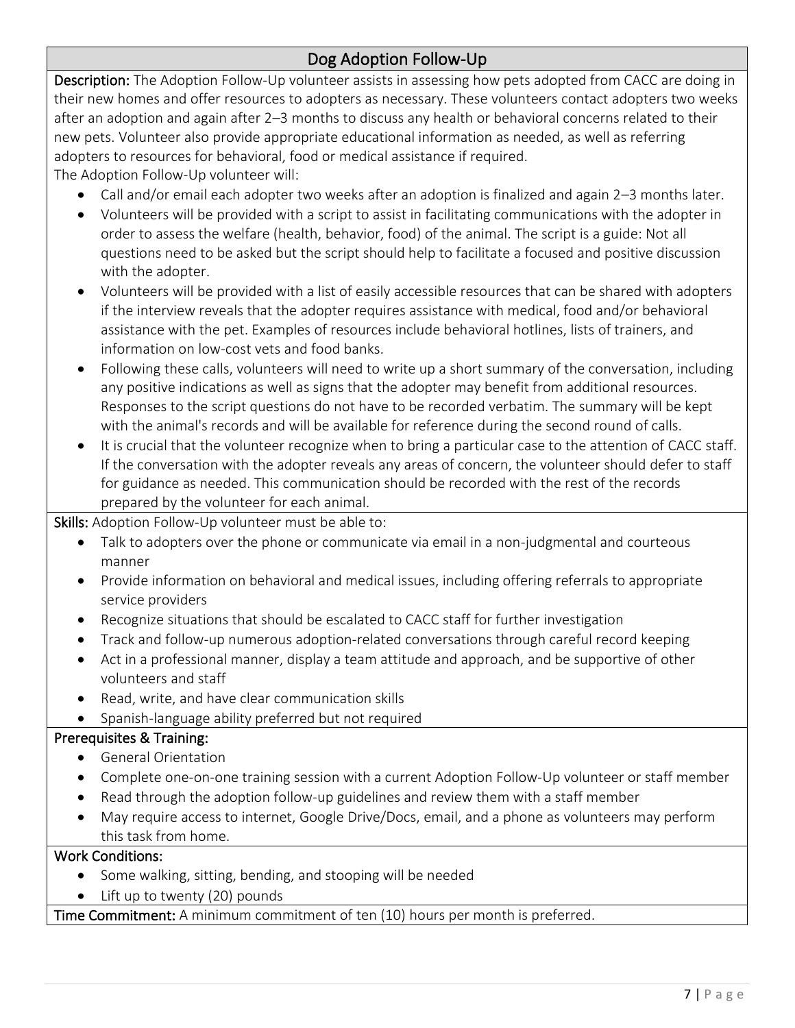## Dog Adoption Follow-Up

**Description:** The Adoption Follow-Up volunteer assists in assessing how pets adopted from CACC are doing in their new homes and offer resources to adopters as necessary. These volunteers contact adopters two weeks after an adoption and again after 2–3 months to discuss any health or behavioral concerns related to their new pets. Volunteer also provide appropriate educational information as needed, as well as referring adopters to resources for behavioral, food or medical assistance if required.

The Adoption Follow-Up volunteer will:

- Call and/or email each adopter two weeks after an adoption is finalized and again 2–3 months later.
- Volunteers will be provided with a script to assist in facilitating communications with the adopter in order to assess the welfare (health, behavior, food) of the animal. The script is a guide: Not all questions need to be asked but the script should help to facilitate a focused and positive discussion with the adopter.
- Volunteers will be provided with a list of easily accessible resources that can be shared with adopters if the interview reveals that the adopter requires assistance with medical, food and/or behavioral assistance with the pet. Examples of resources include behavioral hotlines, lists of trainers, and information on low-cost vets and food banks.
- Following these calls, volunteers will need to write up a short summary of the conversation, including any positive indications as well as signs that the adopter may benefit from additional resources. Responses to the script questions do not have to be recorded verbatim. The summary will be kept with the animal's records and will be available for reference during the second round of calls.
- It is crucial that the volunteer recognize when to bring a particular case to the attention of CACC staff. If the conversation with the adopter reveals any areas of concern, the volunteer should defer to staff for guidance as needed. This communication should be recorded with the rest of the records prepared by the volunteer for each animal.

**Skills:** Adoption Follow-Up volunteer must be able to:

- Talk to adopters over the phone or communicate via email in a non-judgmental and courteous manner
- Provide information on behavioral and medical issues, including offering referrals to appropriate service providers
- Recognize situations that should be escalated to CACC staff for further investigation
- Track and follow-up numerous adoption-related conversations through careful record keeping
- Act in a professional manner, display a team attitude and approach, and be supportive of other volunteers and staff
- Read, write, and have clear communication skills
- Spanish-language ability preferred but not required

**Prerequisites & Training:**

- General Orientation
- Complete one-on-one training session with a current Adoption Follow-Up volunteer or staff member
- Read through the adoption follow-up guidelines and review them with a staff member
- May require access to internet, Google Drive/Docs, email, and a phone as volunteers may perform this task from home.

**Work Conditions:**

- Some walking, sitting, bending, and stooping will be needed
- Lift up to twenty (20) pounds

**Time Commitment:** A minimum commitment of ten (10) hours per month is preferred.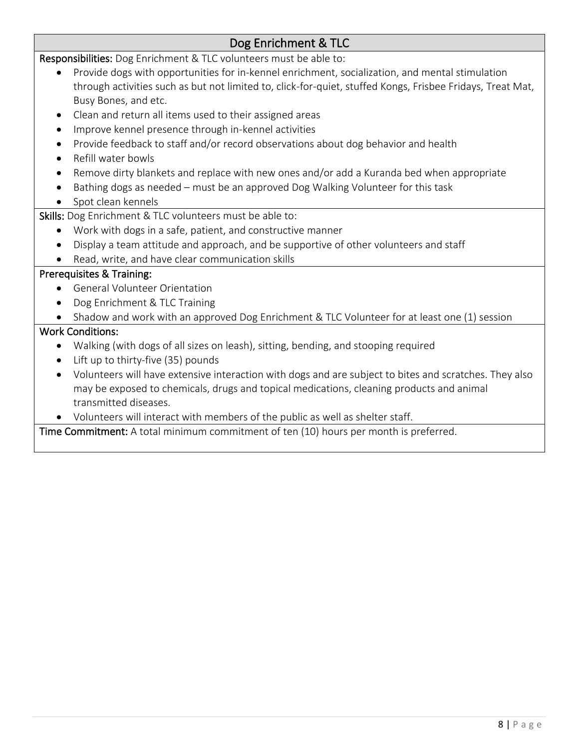## Dog Enrichment & TLC

**Responsibilities:** Dog Enrichment & TLC volunteers must be able to:

- Provide dogs with opportunities for in-kennel enrichment, socialization, and mental stimulation through activities such as but not limited to, click-for-quiet, stuffed Kongs, Frisbee Fridays, Treat Mat, Busy Bones, and etc.
- Clean and return all items used to their assigned areas
- Improve kennel presence through in-kennel activities
- Provide feedback to staff and/or record observations about dog behavior and health
- Refill water bowls
- Remove dirty blankets and replace with new ones and/or add a Kuranda bed when appropriate
- Bathing dogs as needed – must be an approved Dog Walking Volunteer for this task
- Spot clean kennels

**Skills:** Dog Enrichment & TLC volunteers must be able to:

- Work with dogs in a safe, patient, and constructive manner
- Display a team attitude and approach, and be supportive of other volunteers and staff
- Read, write, and have clear communication skills

**Prerequisites & Training:**

- General Volunteer Orientation
- Dog Enrichment & TLC Training
- Shadow and work with an approved Dog Enrichment & TLC Volunteer for at least one (1) session

**Work Conditions:**

- Walking (with dogs of all sizes on leash), sitting, bending, and stooping required
- Lift up to thirty-five (35) pounds
- Volunteers will have extensive interaction with dogs and are subject to bites and scratches. They also may be exposed to chemicals, drugs and topical medications, cleaning products and animal transmitted diseases.
- Volunteers will interact with members of the public as well as shelter staff.

**Time Commitment:** A total minimum commitment of ten (10) hours per month is preferred.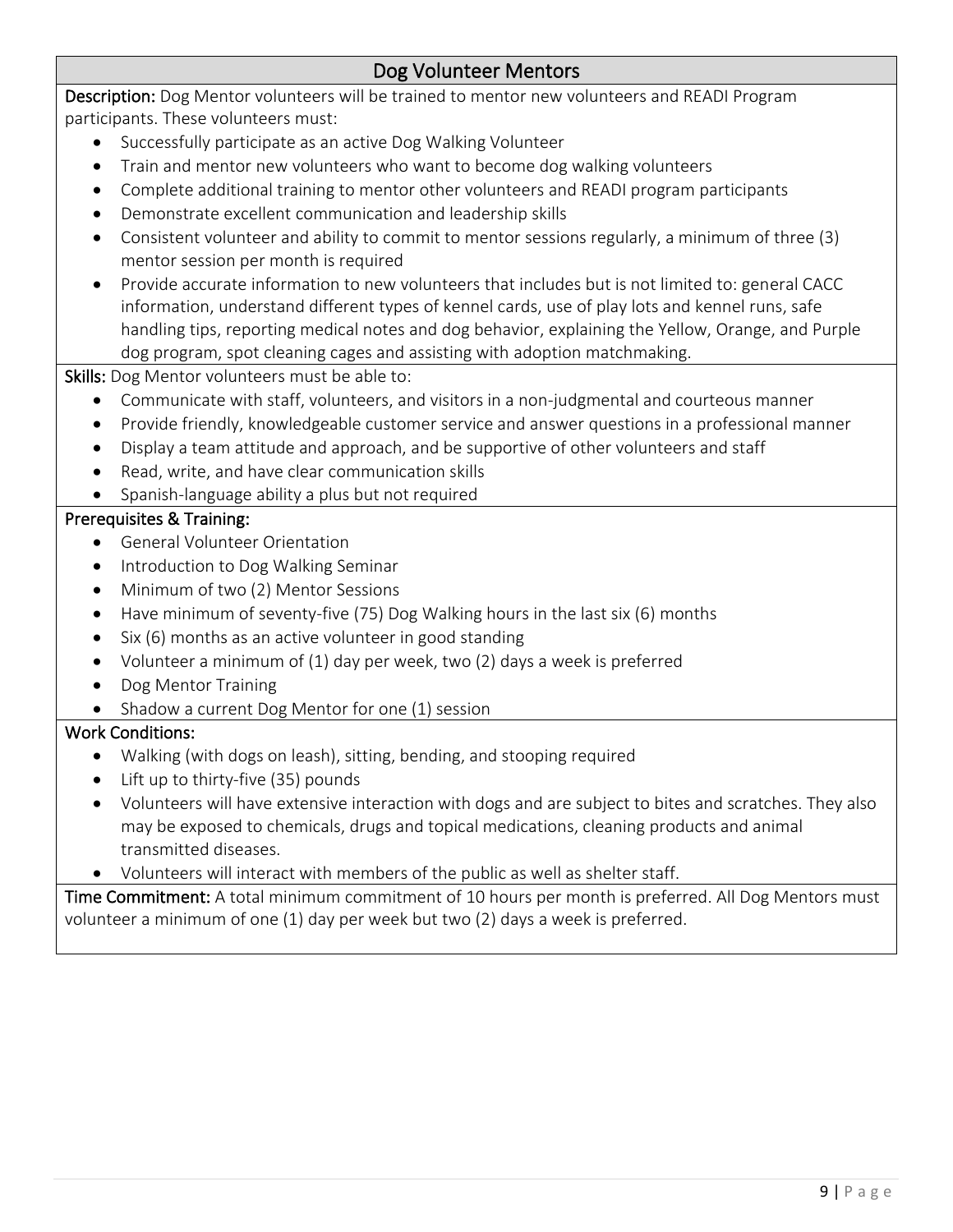## Dog Volunteer Mentors

**Description:** Dog Mentor volunteers will be trained to mentor new volunteers and READI Program participants. These volunteers must:

- Successfully participate as an active Dog Walking Volunteer
- Train and mentor new volunteers who want to become dog walking volunteers
- Complete additional training to mentor other volunteers and READI program participants
- Demonstrate excellent communication and leadership skills
- Consistent volunteer and ability to commit to mentor sessions regularly, a minimum of three (3) mentor session per month is required
- Provide accurate information to new volunteers that includes but is not limited to: general CACC information, understand different types of kennel cards, use of play lots and kennel runs, safe handling tips, reporting medical notes and dog behavior, explaining the Yellow, Orange, and Purple dog program, spot cleaning cages and assisting with adoption matchmaking.

**Skills:** Dog Mentor volunteers must be able to:

- Communicate with staff, volunteers, and visitors in a non-judgmental and courteous manner
- Provide friendly, knowledgeable customer service and answer questions in a professional manner
- Display a team attitude and approach, and be supportive of other volunteers and staff
- Read, write, and have clear communication skills
- Spanish-language ability a plus but not required

**Prerequisites & Training:**

- General Volunteer Orientation
- Introduction to Dog Walking Seminar
- Minimum of two (2) Mentor Sessions
- Have minimum of seventy-five (75) Dog Walking hours in the last six (6) months
- Six (6) months as an active volunteer in good standing
- Volunteer a minimum of (1) day per week, two (2) days a week is preferred
- Dog Mentor Training
- Shadow a current Dog Mentor for one (1) session

**Work Conditions:**

- Walking (with dogs on leash), sitting, bending, and stooping required
- Lift up to thirty-five (35) pounds
- Volunteers will have extensive interaction with dogs and are subject to bites and scratches. They also may be exposed to chemicals, drugs and topical medications, cleaning products and animal transmitted diseases.
- Volunteers will interact with members of the public as well as shelter staff.

**Time Commitment:** A total minimum commitment of 10 hours per month is preferred. All Dog Mentors must volunteer a minimum of one (1) day per week but two (2) days a week is preferred.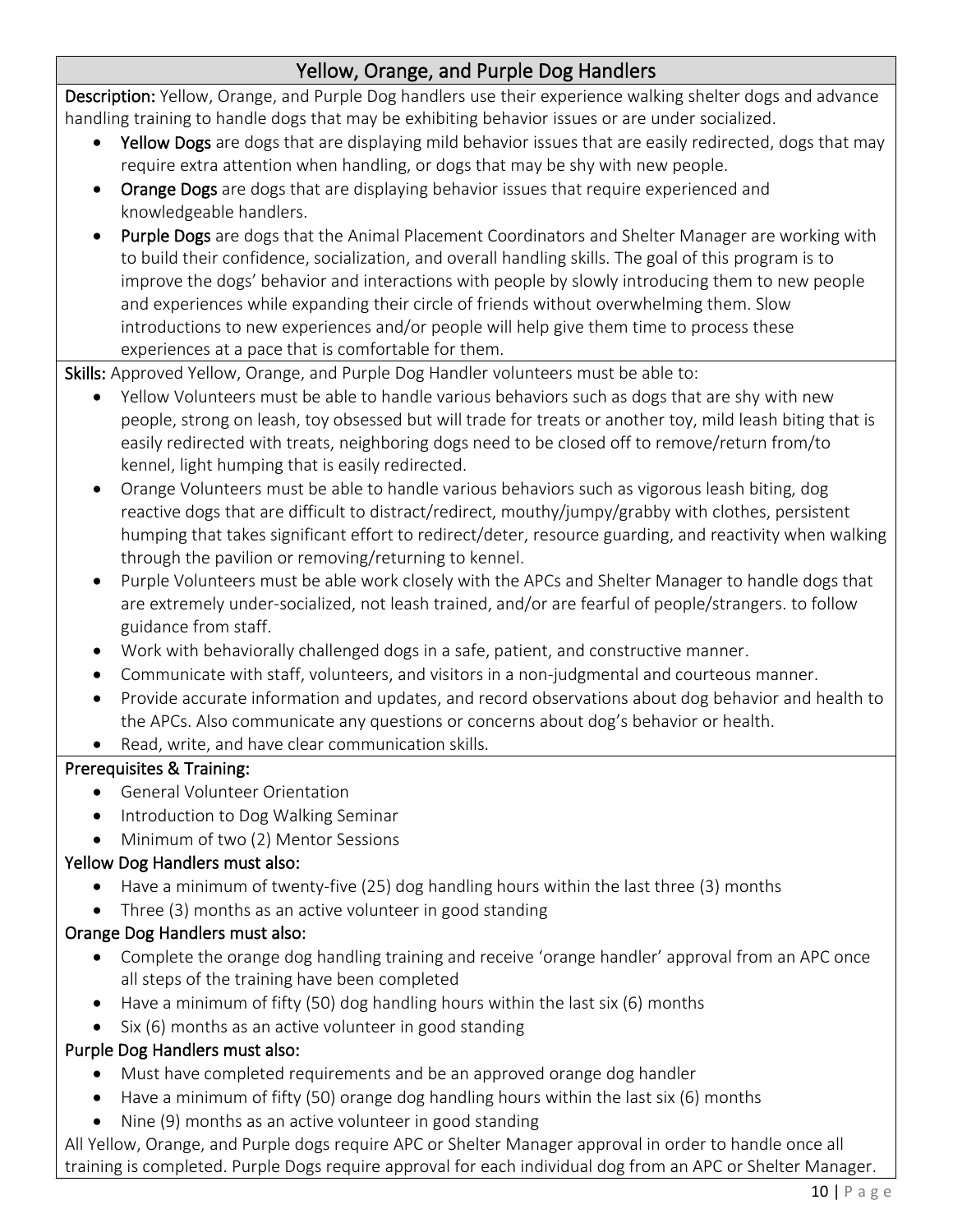## Yellow, Orange, and Purple Dog Handlers

**Description:** Yellow, Orange, and Purple Dog handlers use their experience walking shelter dogs and advance handling training to handle dogs that may be exhibiting behavior issues or are under socialized.

- **Yellow Dogs** are dogs that are displaying mild behavior issues that are easily redirected, dogs that may require extra attention when handling, or dogs that may be shy with new people.
- **Orange Dogs** are dogs that are displaying behavior issues that require experienced and knowledgeable handlers.
- **Purple Dogs** are dogs that the Animal Placement Coordinators and Shelter Manager are working with to build their confidence, socialization, and overall handling skills. The goal of this program is to improve the dogs' behavior and interactions with people by slowly introducing them to new people and experiences while expanding their circle of friends without overwhelming them. Slow introductions to new experiences and/or people will help give them time to process these experiences at a pace that is comfortable for them.

**Skills:** Approved Yellow, Orange, and Purple Dog Handler volunteers must be able to:

- Yellow Volunteers must be able to handle various behaviors such as dogs that are shy with new people, strong on leash, toy obsessed but will trade for treats or another toy, mild leash biting that is easily redirected with treats, neighboring dogs need to be closed off to remove/return from/to kennel, light humping that is easily redirected.
- Orange Volunteers must be able to handle various behaviors such as vigorous leash biting, dog reactive dogs that are difficult to distract/redirect, mouthy/jumpy/grabby with clothes, persistent humping that takes significant effort to redirect/deter, resource guarding, and reactivity when walking through the pavilion or removing/returning to kennel.
- Purple Volunteers must be able work closely with the APCs and Shelter Manager to handle dogs that are extremely under-socialized, not leash trained, and/or are fearful of people/strangers. to follow guidance from staff.
- Work with behaviorally challenged dogs in a safe, patient, and constructive manner.
- Communicate with staff, volunteers, and visitors in a non-judgmental and courteous manner.
- Provide accurate information and updates, and record observations about dog behavior and health to the APCs. Also communicate any questions or concerns about dog's behavior or health.
- Read, write, and have clear communication skills.

**Prerequisites & Training:**

- General Volunteer Orientation
- Introduction to Dog Walking Seminar
- Minimum of two (2) Mentor Sessions

**Yellow Dog Handlers must also:**

- Have a minimum of twenty-five (25) dog handling hours within the last three (3) months
- Three (3) months as an active volunteer in good standing

**Orange Dog Handlers must also:**

- Complete the orange dog handling training and receive 'orange handler' approval from an APC once all steps of the training have been completed
- Have a minimum of fifty (50) dog handling hours within the last six (6) months
- Six (6) months as an active volunteer in good standing

**Purple Dog Handlers must also:**

- Must have completed requirements and be an approved orange dog handler
- Have a minimum of fifty (50) orange dog handling hours within the last six (6) months
- Nine (9) months as an active volunteer in good standing

All Yellow, Orange, and Purple dogs require APC or Shelter Manager approval in order to handle once all training is completed. Purple Dogs require approval for each individual dog from an APC or Shelter Manager.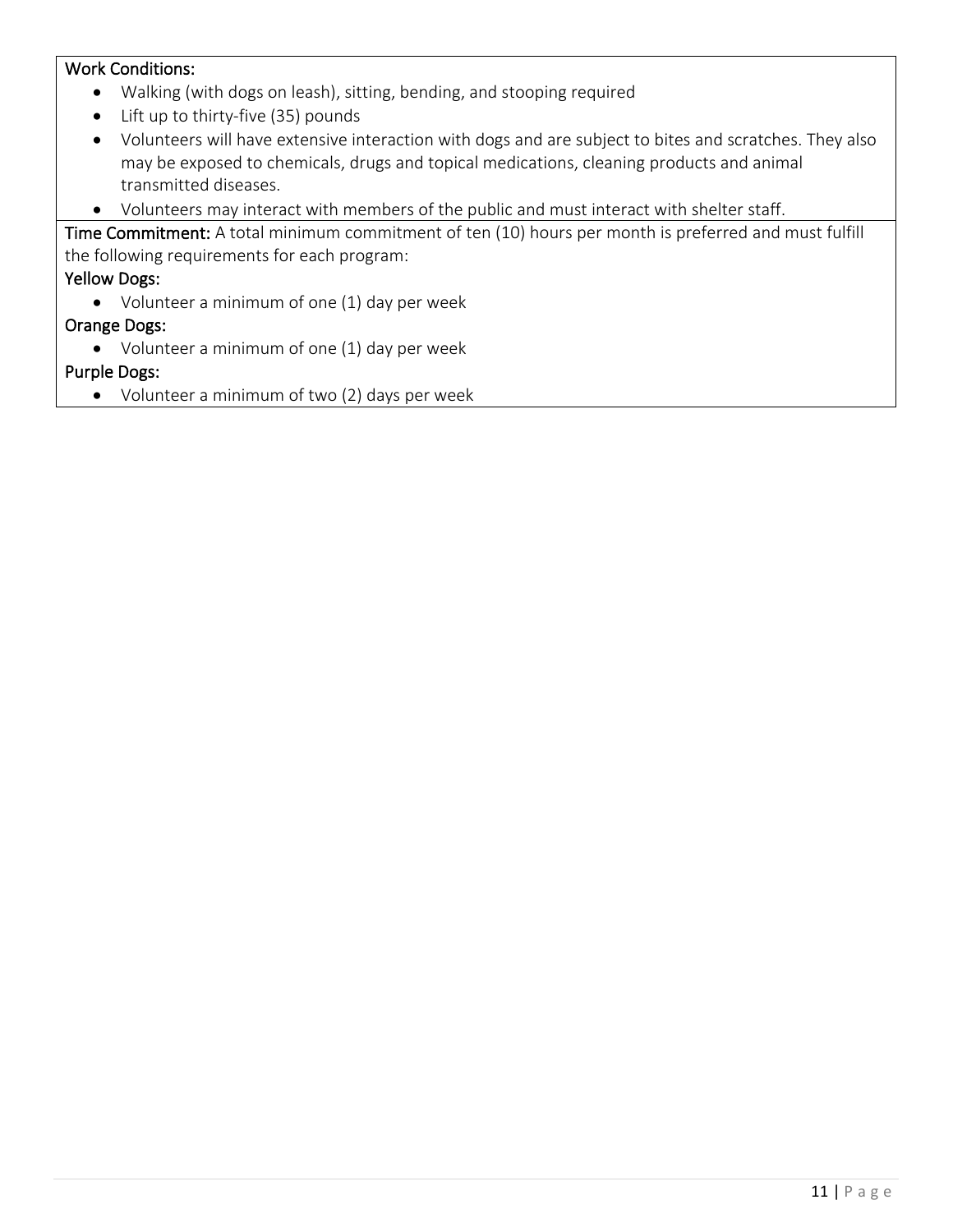**Work Conditions:**

- Walking (with dogs on leash), sitting, bending, and stooping required
- Lift up to thirty-five (35) pounds
- Volunteers will have extensive interaction with dogs and are subject to bites and scratches. They also may be exposed to chemicals, drugs and topical medications, cleaning products and animal transmitted diseases.
- Volunteers may interact with members of the public and must interact with shelter staff.

**Time Commitment:** A total minimum commitment of ten (10) hours per month is preferred and must fulfill the following requirements for each program:

**Yellow Dogs:**

- Volunteer a minimum of one (1) day per week

**Orange Dogs:**

- Volunteer a minimum of one (1) day per week

**Purple Dogs:**

- Volunteer a minimum of two (2) days per week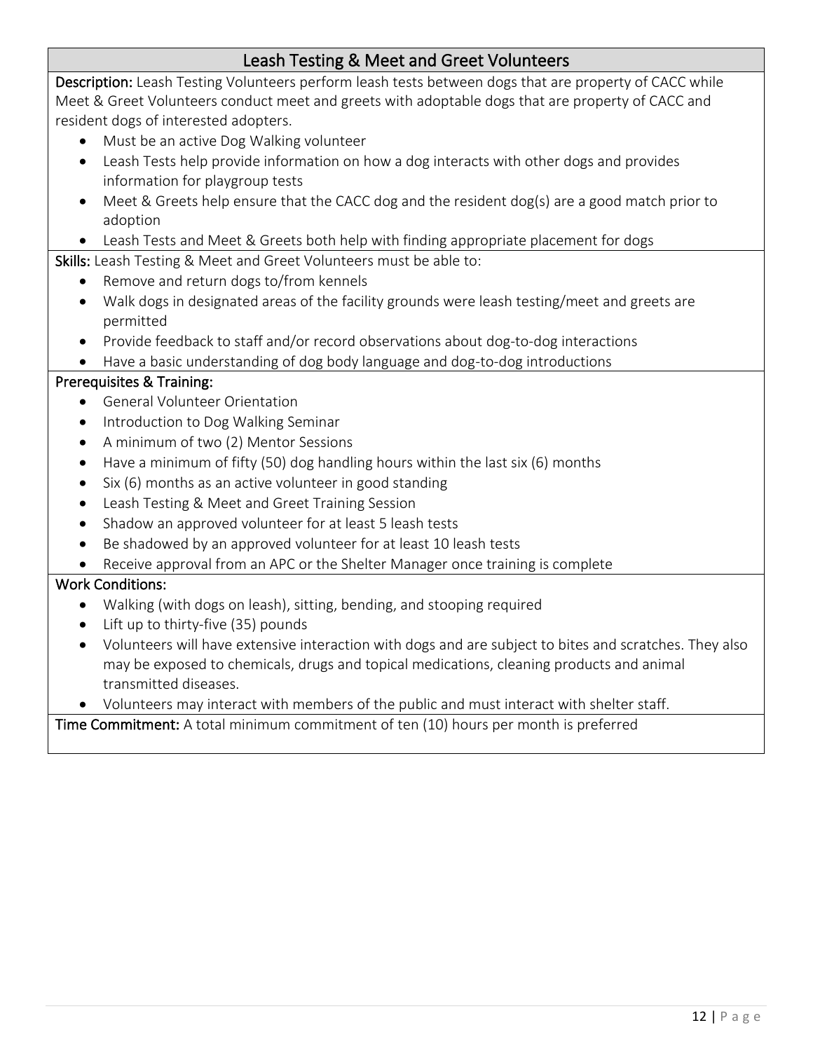## Leash Testing & Meet and Greet Volunteers

**Description:** Leash Testing Volunteers perform leash tests between dogs that are property of CACC while Meet & Greet Volunteers conduct meet and greets with adoptable dogs that are property of CACC and resident dogs of interested adopters.

- Must be an active Dog Walking volunteer
- Leash Tests help provide information on how a dog interacts with other dogs and provides information for playgroup tests
- Meet & Greets help ensure that the CACC dog and the resident dog(s) are a good match prior to adoption
- Leash Tests and Meet & Greets both help with finding appropriate placement for dogs

**Skills:** Leash Testing & Meet and Greet Volunteers must be able to:

- Remove and return dogs to/from kennels
- Walk dogs in designated areas of the facility grounds were leash testing/meet and greets are permitted
- Provide feedback to staff and/or record observations about dog-to-dog interactions
- Have a basic understanding of dog body language and dog-to-dog introductions

**Prerequisites & Training:**

- General Volunteer Orientation
- Introduction to Dog Walking Seminar
- A minimum of two (2) Mentor Sessions
- Have a minimum of fifty (50) dog handling hours within the last six (6) months
- Six (6) months as an active volunteer in good standing
- Leash Testing & Meet and Greet Training Session
- Shadow an approved volunteer for at least 5 leash tests
- Be shadowed by an approved volunteer for at least 10 leash tests
- Receive approval from an APC or the Shelter Manager once training is complete

**Work Conditions:**

- Walking (with dogs on leash), sitting, bending, and stooping required
- Lift up to thirty-five (35) pounds
- Volunteers will have extensive interaction with dogs and are subject to bites and scratches. They also may be exposed to chemicals, drugs and topical medications, cleaning products and animal transmitted diseases.
- Volunteers may interact with members of the public and must interact with shelter staff.

**Time Commitment:** A total minimum commitment of ten (10) hours per month is preferred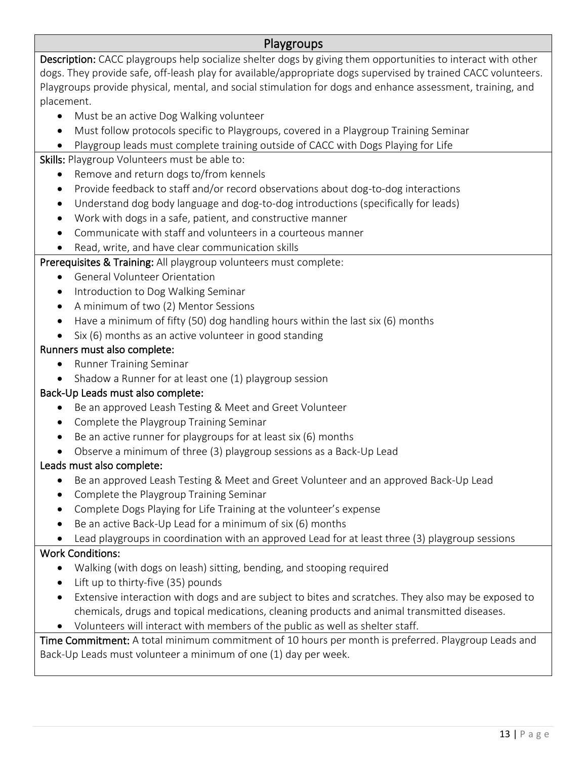## Playgroups

**Description:** CACC playgroups help socialize shelter dogs by giving them opportunities to interact with other dogs. They provide safe, off-leash play for available/appropriate dogs supervised by trained CACC volunteers. Playgroups provide physical, mental, and social stimulation for dogs and enhance assessment, training, and placement.

- Must be an active Dog Walking volunteer
- Must follow protocols specific to Playgroups, covered in a Playgroup Training Seminar
- Playgroup leads must complete training outside of CACC with Dogs Playing for Life

**Skills:** Playgroup Volunteers must be able to:

- Remove and return dogs to/from kennels
- Provide feedback to staff and/or record observations about dog-to-dog interactions
- Understand dog body language and dog-to-dog introductions (specifically for leads)
- Work with dogs in a safe, patient, and constructive manner
- Communicate with staff and volunteers in a courteous manner
- Read, write, and have clear communication skills

**Prerequisites & Training:** All playgroup volunteers must complete:

- General Volunteer Orientation
- Introduction to Dog Walking Seminar
- A minimum of two (2) Mentor Sessions
- Have a minimum of fifty (50) dog handling hours within the last six (6) months
- Six (6) months as an active volunteer in good standing

**Runners must also complete:**

- Runner Training Seminar
- Shadow a Runner for at least one (1) playgroup session

**Back-Up Leads must also complete:**

- Be an approved Leash Testing & Meet and Greet Volunteer
- Complete the Playgroup Training Seminar
- Be an active runner for playgroups for at least six (6) months
- Observe a minimum of three (3) playgroup sessions as a Back-Up Lead

**Leads must also complete:**

- Be an approved Leash Testing & Meet and Greet Volunteer and an approved Back-Up Lead
- Complete the Playgroup Training Seminar
- Complete Dogs Playing for Life Training at the volunteer's expense
- Be an active Back-Up Lead for a minimum of six (6) months
- Lead playgroups in coordination with an approved Lead for at least three (3) playgroup sessions

**Work Conditions:**

- Walking (with dogs on leash) sitting, bending, and stooping required
- Lift up to thirty-five (35) pounds
- Extensive interaction with dogs and are subject to bites and scratches. They also may be exposed to chemicals, drugs and topical medications, cleaning products and animal transmitted diseases.
- Volunteers will interact with members of the public as well as shelter staff.

**Time Commitment:** A total minimum commitment of 10 hours per month is preferred. Playgroup Leads and Back-Up Leads must volunteer a minimum of one (1) day per week.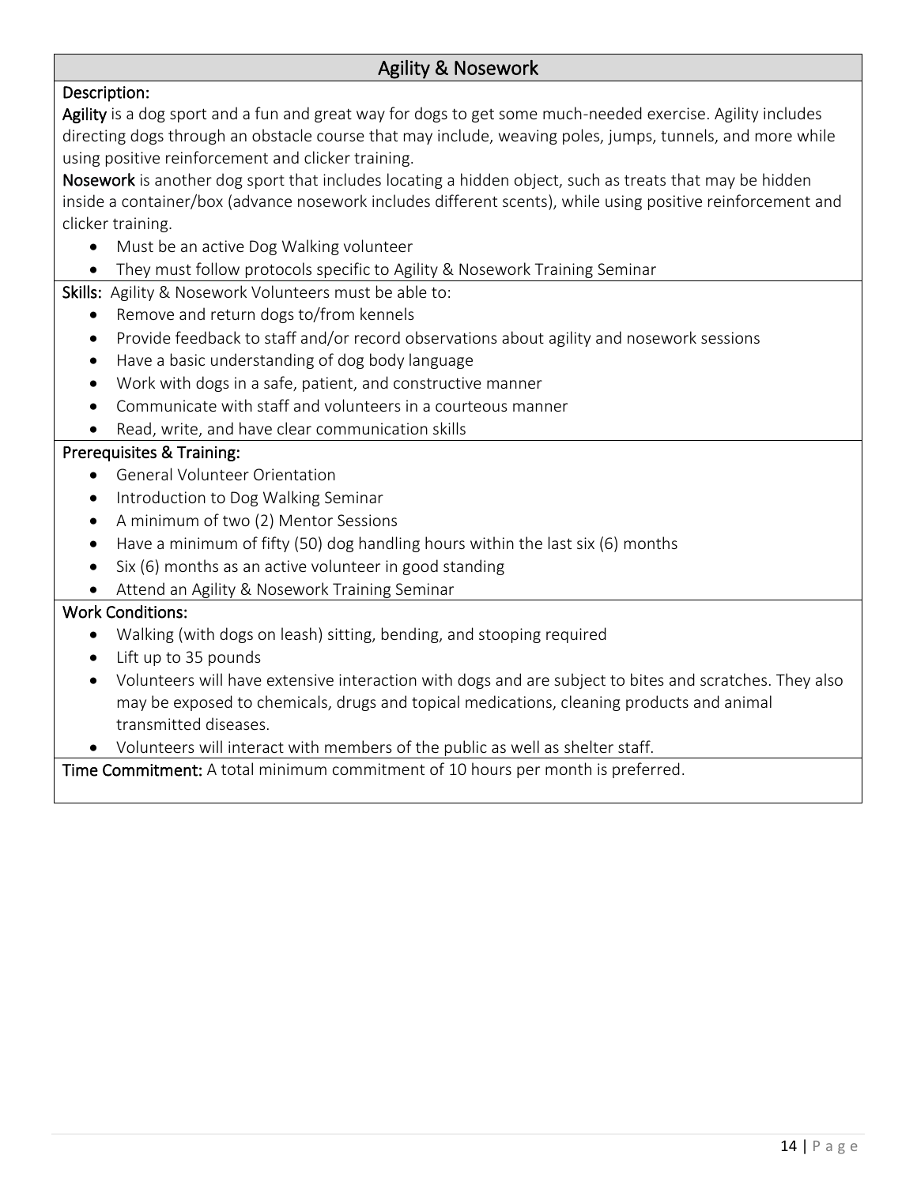## Agility & Nosework

**Description:**

**Agility** is a dog sport and a fun and great way for dogs to get some much-needed exercise. Agility includes directing dogs through an obstacle course that may include, weaving poles, jumps, tunnels, and more while using positive reinforcement and clicker training.

**Nosework** is another dog sport that includes locating a hidden object, such as treats that may be hidden inside a container/box (advance nosework includes different scents), while using positive reinforcement and clicker training.

- Must be an active Dog Walking volunteer
- They must follow protocols specific to Agility & Nosework Training Seminar

**Skills:** Agility & Nosework Volunteers must be able to:

- Remove and return dogs to/from kennels
- Provide feedback to staff and/or record observations about agility and nosework sessions
- Have a basic understanding of dog body language
- Work with dogs in a safe, patient, and constructive manner
- Communicate with staff and volunteers in a courteous manner
- Read, write, and have clear communication skills

**Prerequisites & Training:**

- General Volunteer Orientation
- Introduction to Dog Walking Seminar
- A minimum of two (2) Mentor Sessions
- Have a minimum of fifty (50) dog handling hours within the last six (6) months
- Six (6) months as an active volunteer in good standing
- Attend an Agility & Nosework Training Seminar

**Work Conditions:**

- Walking (with dogs on leash) sitting, bending, and stooping required
- Lift up to 35 pounds
- Volunteers will have extensive interaction with dogs and are subject to bites and scratches. They also may be exposed to chemicals, drugs and topical medications, cleaning products and animal transmitted diseases.
- Volunteers will interact with members of the public as well as shelter staff.

**Time Commitment:** A total minimum commitment of 10 hours per month is preferred.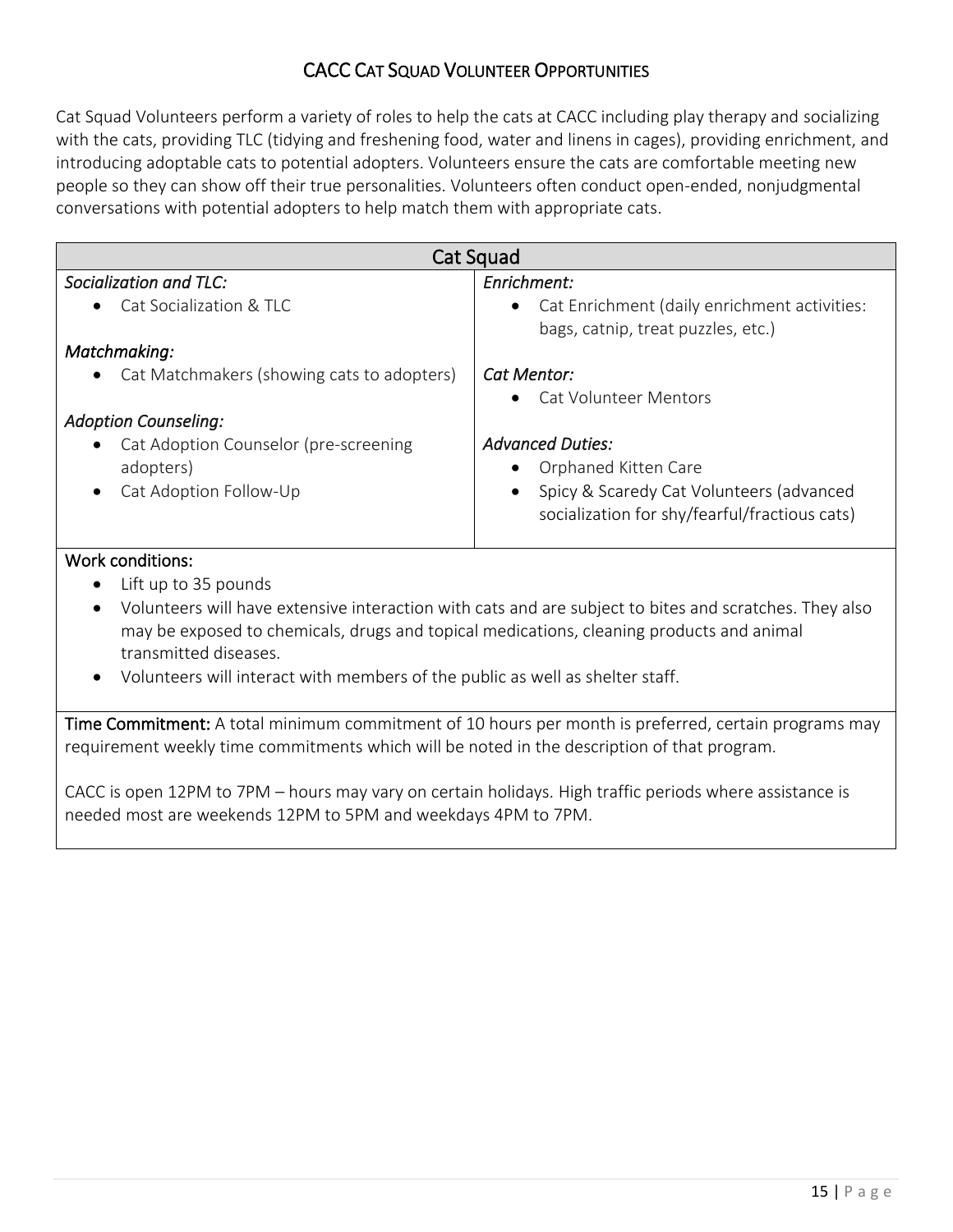## CACC Cat Squad Volunteer Opportunities

Cat Squad Volunteers perform a variety of roles to help the cats at CACC including play therapy and socializing with the cats, providing TLC (tidying and freshening food, water and linens in cages), providing enrichment, and introducing adoptable cats to potential adopters. Volunteers ensure the cats are comfortable meeting new people so they can show off their true personalities. Volunteers often conduct open-ended, nonjudgmental conversations with potential adopters to help match them with appropriate cats.

### Cat Squad

*Socialization and TLC:*

- Cat Socialization & TLC

*Matchmaking:*

- Cat Matchmakers (showing cats to adopters)

*Adoption Counseling:*

- Cat Adoption Counselor (pre-screening adopters)
- Cat Adoption Follow-Up

*Enrichment:*

- Cat Enrichment (daily enrichment activities: bags, catnip, treat puzzles, etc.)

*Cat Mentor:*

- Cat Volunteer Mentors

*Advanced Duties:*

- Orphaned Kitten Care
- Spicy & Scaredy Cat Volunteers (advanced socialization for shy/fearful/fractious cats)

**Work conditions:**

- Lift up to 35 pounds
- Volunteers will have extensive interaction with cats and are subject to bites and scratches. They also may be exposed to chemicals, drugs and topical medications, cleaning products and animal transmitted diseases.
- Volunteers will interact with members of the public as well as shelter staff.

**Time Commitment:** A total minimum commitment of 10 hours per month is preferred, certain programs may requirement weekly time commitments which will be noted in the description of that program.

CACC is open 12PM to 7PM – hours may vary on certain holidays. High traffic periods where assistance is needed most are weekends 12PM to 5PM and weekdays 4PM to 7PM.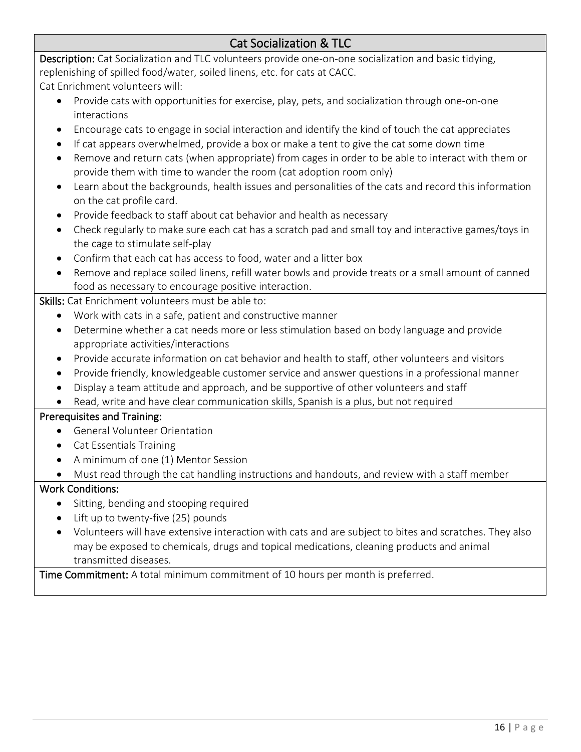## Cat Socialization & TLC

**Description:** Cat Socialization and TLC volunteers provide one-on-one socialization and basic tidying, replenishing of spilled food/water, soiled linens, etc. for cats at CACC.

Cat Enrichment volunteers will:

- Provide cats with opportunities for exercise, play, pets, and socialization through one-on-one interactions
- Encourage cats to engage in social interaction and identify the kind of touch the cat appreciates
- If cat appears overwhelmed, provide a box or make a tent to give the cat some down time
- Remove and return cats (when appropriate) from cages in order to be able to interact with them or provide them with time to wander the room (cat adoption room only)
- Learn about the backgrounds, health issues and personalities of the cats and record this information on the cat profile card.
- Provide feedback to staff about cat behavior and health as necessary
- Check regularly to make sure each cat has a scratch pad and small toy and interactive games/toys in the cage to stimulate self-play
- Confirm that each cat has access to food, water and a litter box
- Remove and replace soiled linens, refill water bowls and provide treats or a small amount of canned food as necessary to encourage positive interaction.

**Skills:** Cat Enrichment volunteers must be able to:

- Work with cats in a safe, patient and constructive manner
- Determine whether a cat needs more or less stimulation based on body language and provide appropriate activities/interactions
- Provide accurate information on cat behavior and health to staff, other volunteers and visitors
- Provide friendly, knowledgeable customer service and answer questions in a professional manner
- Display a team attitude and approach, and be supportive of other volunteers and staff
- Read, write and have clear communication skills, Spanish is a plus, but not required

**Prerequisites and Training:**

- General Volunteer Orientation
- Cat Essentials Training
- A minimum of one (1) Mentor Session
- Must read through the cat handling instructions and handouts, and review with a staff member

**Work Conditions:**

- Sitting, bending and stooping required
- Lift up to twenty-five (25) pounds
- Volunteers will have extensive interaction with cats and are subject to bites and scratches. They also may be exposed to chemicals, drugs and topical medications, cleaning products and animal transmitted diseases.

**Time Commitment:** A total minimum commitment of 10 hours per month is preferred.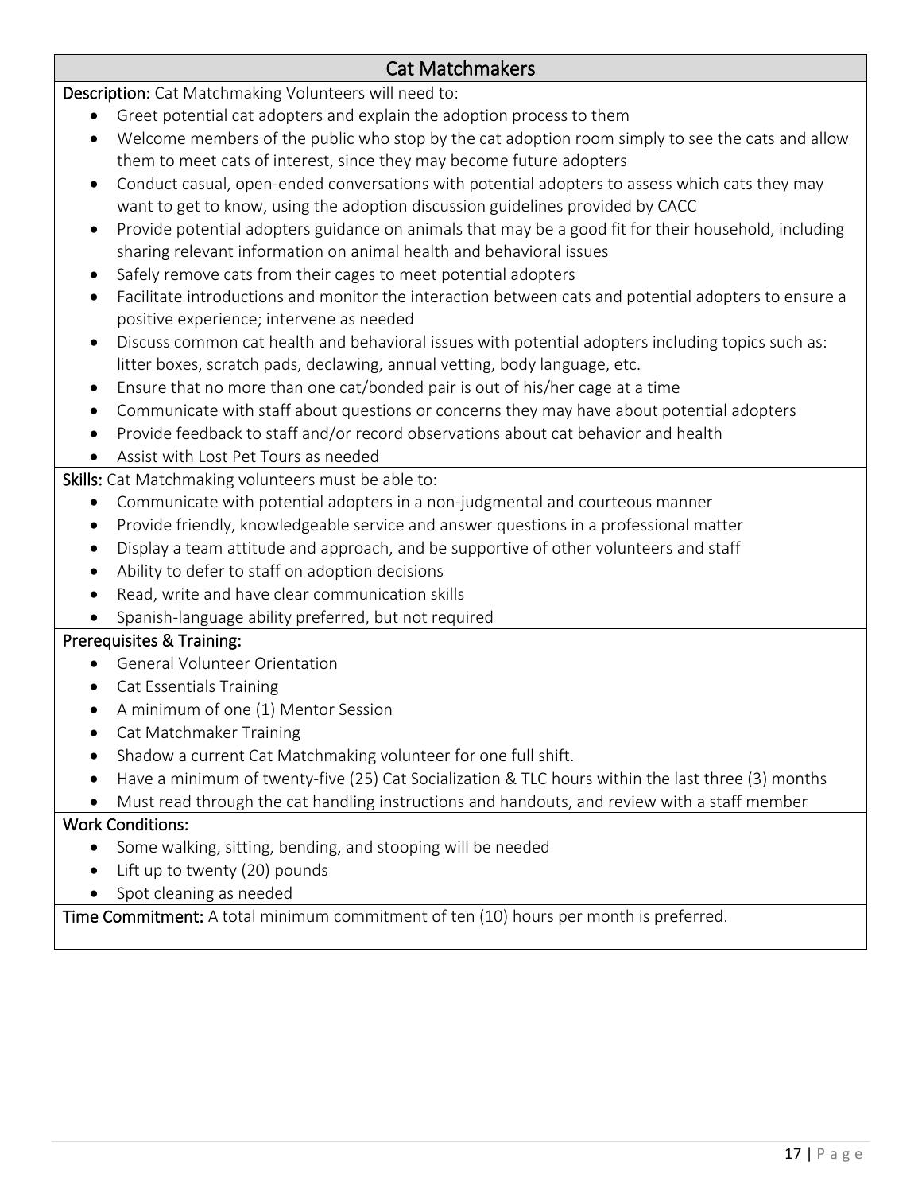## Cat Matchmakers

**Description:** Cat Matchmaking Volunteers will need to:

- Greet potential cat adopters and explain the adoption process to them
- Welcome members of the public who stop by the cat adoption room simply to see the cats and allow them to meet cats of interest, since they may become future adopters
- Conduct casual, open-ended conversations with potential adopters to assess which cats they may want to get to know, using the adoption discussion guidelines provided by CACC
- Provide potential adopters guidance on animals that may be a good fit for their household, including sharing relevant information on animal health and behavioral issues
- Safely remove cats from their cages to meet potential adopters
- Facilitate introductions and monitor the interaction between cats and potential adopters to ensure a positive experience; intervene as needed
- Discuss common cat health and behavioral issues with potential adopters including topics such as: litter boxes, scratch pads, declawing, annual vetting, body language, etc.
- Ensure that no more than one cat/bonded pair is out of his/her cage at a time
- Communicate with staff about questions or concerns they may have about potential adopters
- Provide feedback to staff and/or record observations about cat behavior and health
- Assist with Lost Pet Tours as needed

**Skills:** Cat Matchmaking volunteers must be able to:

- Communicate with potential adopters in a non-judgmental and courteous manner
- Provide friendly, knowledgeable service and answer questions in a professional matter
- Display a team attitude and approach, and be supportive of other volunteers and staff
- Ability to defer to staff on adoption decisions
- Read, write and have clear communication skills
- Spanish-language ability preferred, but not required

**Prerequisites & Training:**

- General Volunteer Orientation
- Cat Essentials Training
- A minimum of one (1) Mentor Session
- Cat Matchmaker Training
- Shadow a current Cat Matchmaking volunteer for one full shift.
- Have a minimum of twenty-five (25) Cat Socialization & TLC hours within the last three (3) months
- Must read through the cat handling instructions and handouts, and review with a staff member

**Work Conditions:**

- Some walking, sitting, bending, and stooping will be needed
- Lift up to twenty (20) pounds
- Spot cleaning as needed

**Time Commitment:** A total minimum commitment of ten (10) hours per month is preferred.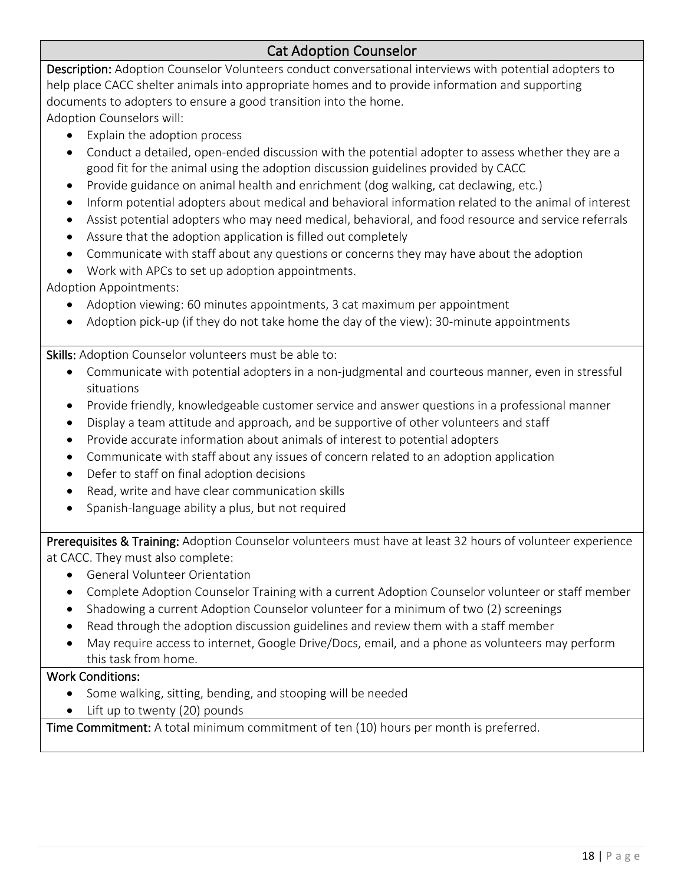## Cat Adoption Counselor

**Description:** Adoption Counselor Volunteers conduct conversational interviews with potential adopters to help place CACC shelter animals into appropriate homes and to provide information and supporting documents to adopters to ensure a good transition into the home.

Adoption Counselors will:

- Explain the adoption process
- Conduct a detailed, open-ended discussion with the potential adopter to assess whether they are a good fit for the animal using the adoption discussion guidelines provided by CACC
- Provide guidance on animal health and enrichment (dog walking, cat declawing, etc.)
- Inform potential adopters about medical and behavioral information related to the animal of interest
- Assist potential adopters who may need medical, behavioral, and food resource and service referrals
- Assure that the adoption application is filled out completely
- Communicate with staff about any questions or concerns they may have about the adoption
- Work with APCs to set up adoption appointments.

Adoption Appointments:

- Adoption viewing: 60 minutes appointments, 3 cat maximum per appointment
- Adoption pick-up (if they do not take home the day of the view): 30-minute appointments

**Skills:** Adoption Counselor volunteers must be able to:

- Communicate with potential adopters in a non-judgmental and courteous manner, even in stressful situations
- Provide friendly, knowledgeable customer service and answer questions in a professional manner
- Display a team attitude and approach, and be supportive of other volunteers and staff
- Provide accurate information about animals of interest to potential adopters
- Communicate with staff about any issues of concern related to an adoption application
- Defer to staff on final adoption decisions
- Read, write and have clear communication skills
- Spanish-language ability a plus, but not required

**Prerequisites & Training:** Adoption Counselor volunteers must have at least 32 hours of volunteer experience at CACC. They must also complete:

- General Volunteer Orientation
- Complete Adoption Counselor Training with a current Adoption Counselor volunteer or staff member
- Shadowing a current Adoption Counselor volunteer for a minimum of two (2) screenings
- Read through the adoption discussion guidelines and review them with a staff member
- May require access to internet, Google Drive/Docs, email, and a phone as volunteers may perform this task from home.

**Work Conditions:**

- Some walking, sitting, bending, and stooping will be needed
- Lift up to twenty (20) pounds

**Time Commitment:** A total minimum commitment of ten (10) hours per month is preferred.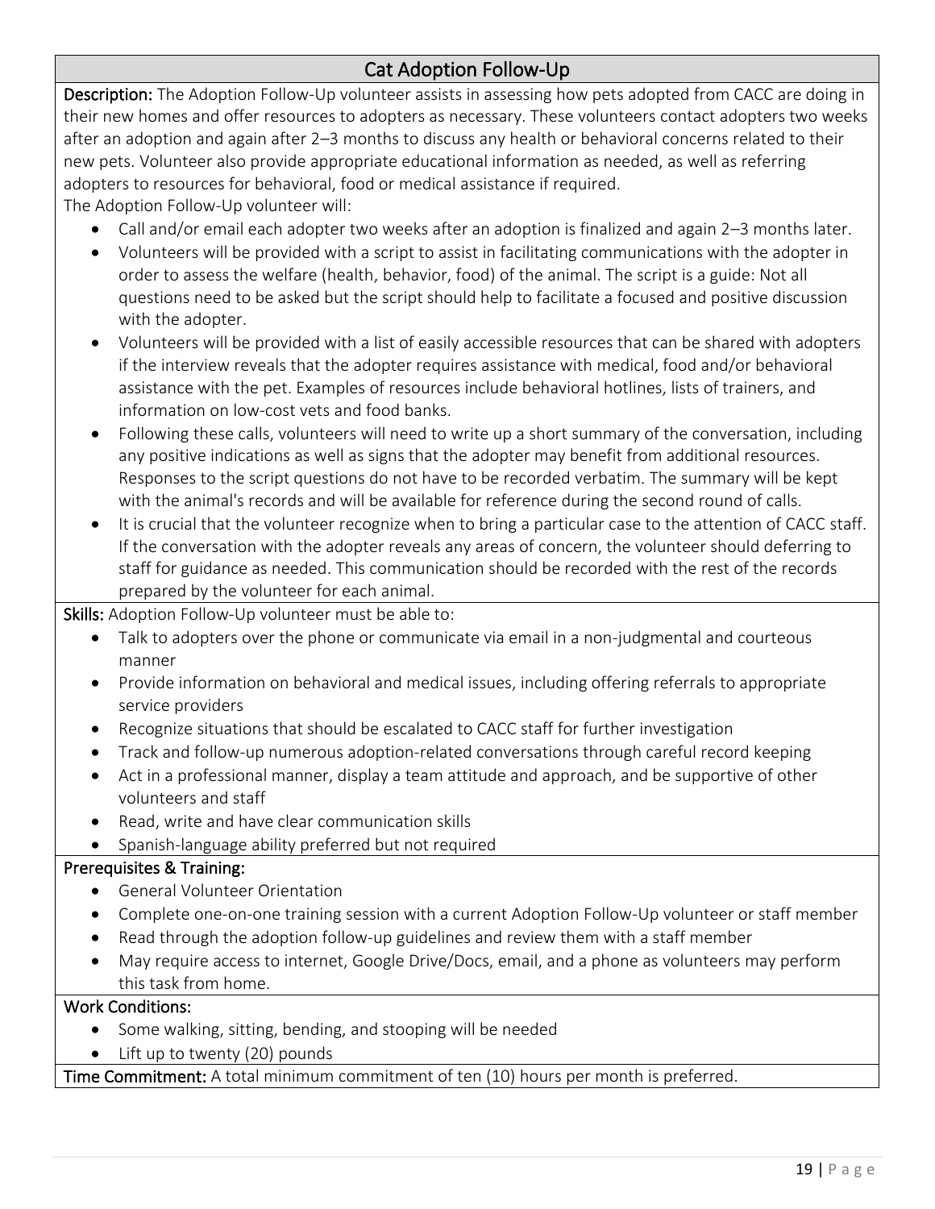## Cat Adoption Follow-Up

**Description:** The Adoption Follow-Up volunteer assists in assessing how pets adopted from CACC are doing in their new homes and offer resources to adopters as necessary. These volunteers contact adopters two weeks after an adoption and again after 2–3 months to discuss any health or behavioral concerns related to their new pets. Volunteer also provide appropriate educational information as needed, as well as referring adopters to resources for behavioral, food or medical assistance if required.

The Adoption Follow-Up volunteer will:

- Call and/or email each adopter two weeks after an adoption is finalized and again 2–3 months later.
- Volunteers will be provided with a script to assist in facilitating communications with the adopter in order to assess the welfare (health, behavior, food) of the animal. The script is a guide: Not all questions need to be asked but the script should help to facilitate a focused and positive discussion with the adopter.
- Volunteers will be provided with a list of easily accessible resources that can be shared with adopters if the interview reveals that the adopter requires assistance with medical, food and/or behavioral assistance with the pet. Examples of resources include behavioral hotlines, lists of trainers, and information on low-cost vets and food banks.
- Following these calls, volunteers will need to write up a short summary of the conversation, including any positive indications as well as signs that the adopter may benefit from additional resources. Responses to the script questions do not have to be recorded verbatim. The summary will be kept with the animal's records and will be available for reference during the second round of calls.
- It is crucial that the volunteer recognize when to bring a particular case to the attention of CACC staff. If the conversation with the adopter reveals any areas of concern, the volunteer should deferring to staff for guidance as needed. This communication should be recorded with the rest of the records prepared by the volunteer for each animal.

**Skills:** Adoption Follow-Up volunteer must be able to:

- Talk to adopters over the phone or communicate via email in a non-judgmental and courteous manner
- Provide information on behavioral and medical issues, including offering referrals to appropriate service providers
- Recognize situations that should be escalated to CACC staff for further investigation
- Track and follow-up numerous adoption-related conversations through careful record keeping
- Act in a professional manner, display a team attitude and approach, and be supportive of other volunteers and staff
- Read, write and have clear communication skills
- Spanish-language ability preferred but not required

**Prerequisites & Training:**

- General Volunteer Orientation
- Complete one-on-one training session with a current Adoption Follow-Up volunteer or staff member
- Read through the adoption follow-up guidelines and review them with a staff member
- May require access to internet, Google Drive/Docs, email, and a phone as volunteers may perform this task from home.

**Work Conditions:**

- Some walking, sitting, bending, and stooping will be needed
- Lift up to twenty (20) pounds

**Time Commitment:** A total minimum commitment of ten (10) hours per month is preferred.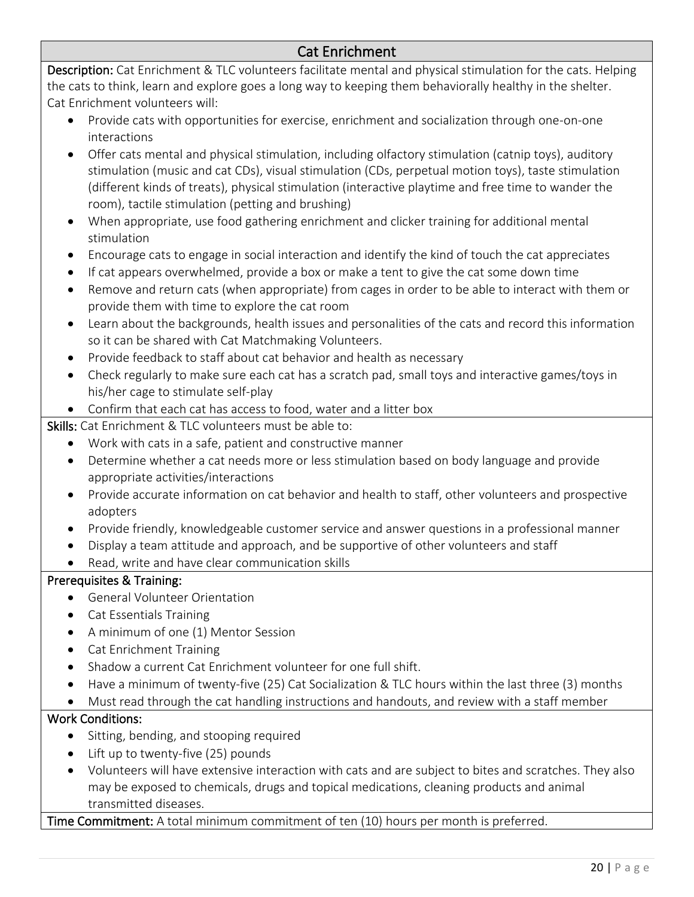## Cat Enrichment

**Description:** Cat Enrichment & TLC volunteers facilitate mental and physical stimulation for the cats. Helping the cats to think, learn and explore goes a long way to keeping them behaviorally healthy in the shelter.
Cat Enrichment volunteers will:

- Provide cats with opportunities for exercise, enrichment and socialization through one-on-one interactions
- Offer cats mental and physical stimulation, including olfactory stimulation (catnip toys), auditory stimulation (music and cat CDs), visual stimulation (CDs, perpetual motion toys), taste stimulation (different kinds of treats), physical stimulation (interactive playtime and free time to wander the room), tactile stimulation (petting and brushing)
- When appropriate, use food gathering enrichment and clicker training for additional mental stimulation
- Encourage cats to engage in social interaction and identify the kind of touch the cat appreciates
- If cat appears overwhelmed, provide a box or make a tent to give the cat some down time
- Remove and return cats (when appropriate) from cages in order to be able to interact with them or provide them with time to explore the cat room
- Learn about the backgrounds, health issues and personalities of the cats and record this information so it can be shared with Cat Matchmaking Volunteers.
- Provide feedback to staff about cat behavior and health as necessary
- Check regularly to make sure each cat has a scratch pad, small toys and interactive games/toys in his/her cage to stimulate self-play
- Confirm that each cat has access to food, water and a litter box

**Skills:** Cat Enrichment & TLC volunteers must be able to:

- Work with cats in a safe, patient and constructive manner
- Determine whether a cat needs more or less stimulation based on body language and provide appropriate activities/interactions
- Provide accurate information on cat behavior and health to staff, other volunteers and prospective adopters
- Provide friendly, knowledgeable customer service and answer questions in a professional manner
- Display a team attitude and approach, and be supportive of other volunteers and staff
- Read, write and have clear communication skills

**Prerequisites & Training:**

- General Volunteer Orientation
- Cat Essentials Training
- A minimum of one (1) Mentor Session
- Cat Enrichment Training
- Shadow a current Cat Enrichment volunteer for one full shift.
- Have a minimum of twenty-five (25) Cat Socialization & TLC hours within the last three (3) months
- Must read through the cat handling instructions and handouts, and review with a staff member

**Work Conditions:**

- Sitting, bending, and stooping required
- Lift up to twenty-five (25) pounds
- Volunteers will have extensive interaction with cats and are subject to bites and scratches. They also may be exposed to chemicals, drugs and topical medications, cleaning products and animal transmitted diseases.

**Time Commitment:** A total minimum commitment of ten (10) hours per month is preferred.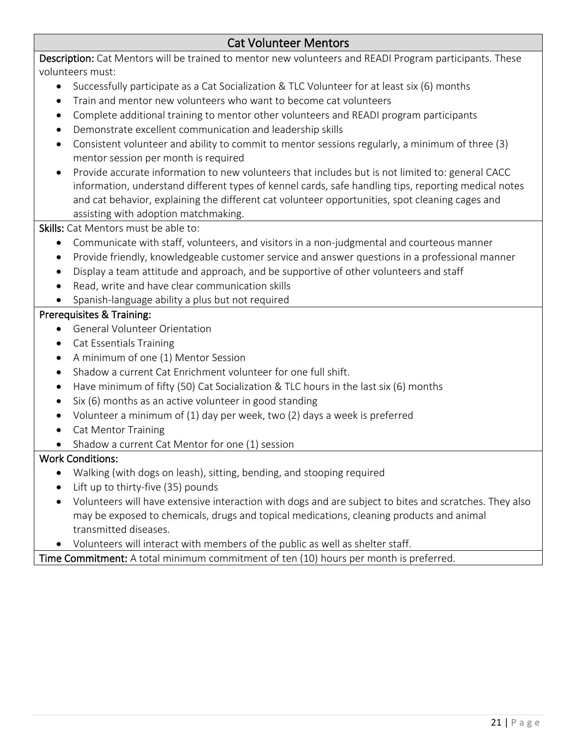## Cat Volunteer Mentors

**Description:** Cat Mentors will be trained to mentor new volunteers and READI Program participants. These volunteers must:

- Successfully participate as a Cat Socialization & TLC Volunteer for at least six (6) months
- Train and mentor new volunteers who want to become cat volunteers
- Complete additional training to mentor other volunteers and READI program participants
- Demonstrate excellent communication and leadership skills
- Consistent volunteer and ability to commit to mentor sessions regularly, a minimum of three (3) mentor session per month is required
- Provide accurate information to new volunteers that includes but is not limited to: general CACC information, understand different types of kennel cards, safe handling tips, reporting medical notes and cat behavior, explaining the different cat volunteer opportunities, spot cleaning cages and assisting with adoption matchmaking.

**Skills:** Cat Mentors must be able to:

- Communicate with staff, volunteers, and visitors in a non-judgmental and courteous manner
- Provide friendly, knowledgeable customer service and answer questions in a professional manner
- Display a team attitude and approach, and be supportive of other volunteers and staff
- Read, write and have clear communication skills
- Spanish-language ability a plus but not required

**Prerequisites & Training:**

- General Volunteer Orientation
- Cat Essentials Training
- A minimum of one (1) Mentor Session
- Shadow a current Cat Enrichment volunteer for one full shift.
- Have minimum of fifty (50) Cat Socialization & TLC hours in the last six (6) months
- Six (6) months as an active volunteer in good standing
- Volunteer a minimum of (1) day per week, two (2) days a week is preferred
- Cat Mentor Training
- Shadow a current Cat Mentor for one (1) session

**Work Conditions:**

- Walking (with dogs on leash), sitting, bending, and stooping required
- Lift up to thirty-five (35) pounds
- Volunteers will have extensive interaction with dogs and are subject to bites and scratches. They also may be exposed to chemicals, drugs and topical medications, cleaning products and animal transmitted diseases.
- Volunteers will interact with members of the public as well as shelter staff.

**Time Commitment:** A total minimum commitment of ten (10) hours per month is preferred.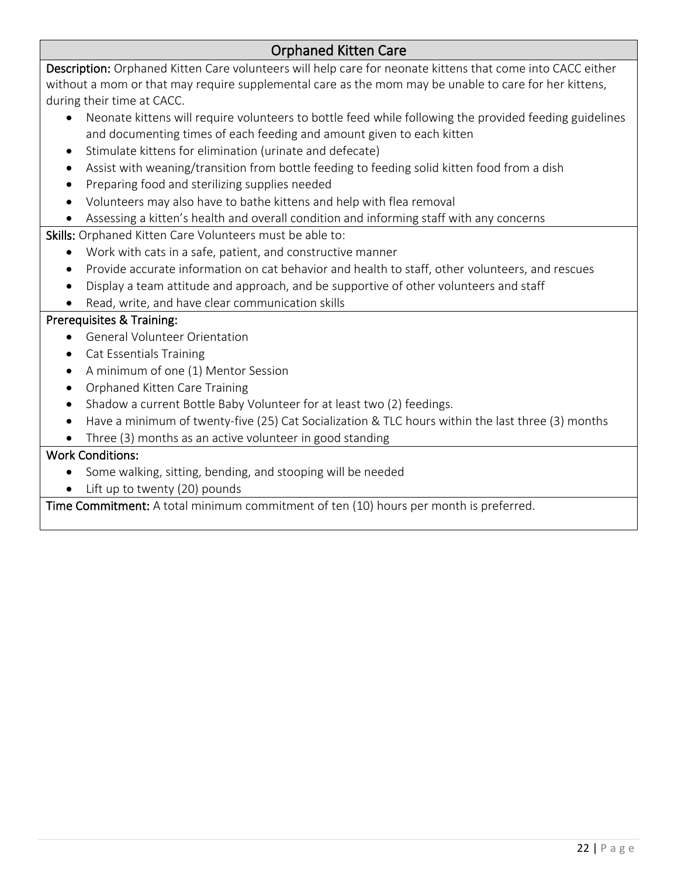## Orphaned Kitten Care

**Description:** Orphaned Kitten Care volunteers will help care for neonate kittens that come into CACC either without a mom or that may require supplemental care as the mom may be unable to care for her kittens, during their time at CACC.

- Neonate kittens will require volunteers to bottle feed while following the provided feeding guidelines and documenting times of each feeding and amount given to each kitten
- Stimulate kittens for elimination (urinate and defecate)
- Assist with weaning/transition from bottle feeding to feeding solid kitten food from a dish
- Preparing food and sterilizing supplies needed
- Volunteers may also have to bathe kittens and help with flea removal
- Assessing a kitten's health and overall condition and informing staff with any concerns

**Skills:** Orphaned Kitten Care Volunteers must be able to:

- Work with cats in a safe, patient, and constructive manner
- Provide accurate information on cat behavior and health to staff, other volunteers, and rescues
- Display a team attitude and approach, and be supportive of other volunteers and staff
- Read, write, and have clear communication skills

**Prerequisites & Training:**

- General Volunteer Orientation
- Cat Essentials Training
- A minimum of one (1) Mentor Session
- Orphaned Kitten Care Training
- Shadow a current Bottle Baby Volunteer for at least two (2) feedings.
- Have a minimum of twenty-five (25) Cat Socialization & TLC hours within the last three (3) months
- Three (3) months as an active volunteer in good standing

**Work Conditions:**

- Some walking, sitting, bending, and stooping will be needed
- Lift up to twenty (20) pounds

**Time Commitment:** A total minimum commitment of ten (10) hours per month is preferred.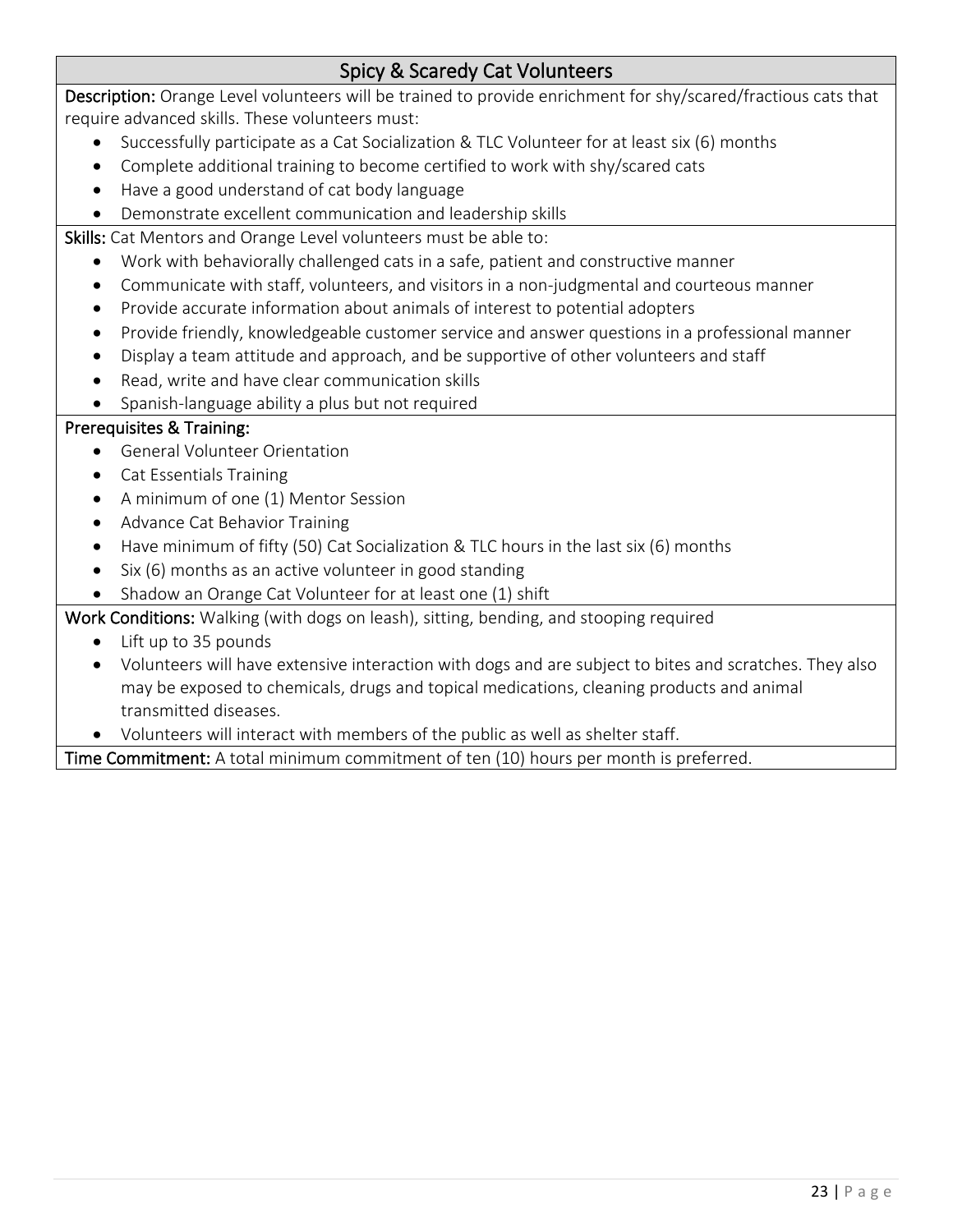## Spicy & Scaredy Cat Volunteers

**Description:** Orange Level volunteers will be trained to provide enrichment for shy/scared/fractious cats that require advanced skills. These volunteers must:

- Successfully participate as a Cat Socialization & TLC Volunteer for at least six (6) months
- Complete additional training to become certified to work with shy/scared cats
- Have a good understand of cat body language
- Demonstrate excellent communication and leadership skills

**Skills:** Cat Mentors and Orange Level volunteers must be able to:

- Work with behaviorally challenged cats in a safe, patient and constructive manner
- Communicate with staff, volunteers, and visitors in a non-judgmental and courteous manner
- Provide accurate information about animals of interest to potential adopters
- Provide friendly, knowledgeable customer service and answer questions in a professional manner
- Display a team attitude and approach, and be supportive of other volunteers and staff
- Read, write and have clear communication skills
- Spanish-language ability a plus but not required

**Prerequisites & Training:**

- General Volunteer Orientation
- Cat Essentials Training
- A minimum of one (1) Mentor Session
- Advance Cat Behavior Training
- Have minimum of fifty (50) Cat Socialization & TLC hours in the last six (6) months
- Six (6) months as an active volunteer in good standing
- Shadow an Orange Cat Volunteer for at least one (1) shift

**Work Conditions:** Walking (with dogs on leash), sitting, bending, and stooping required

- Lift up to 35 pounds
- Volunteers will have extensive interaction with dogs and are subject to bites and scratches. They also may be exposed to chemicals, drugs and topical medications, cleaning products and animal transmitted diseases.
- Volunteers will interact with members of the public as well as shelter staff.

**Time Commitment:** A total minimum commitment of ten (10) hours per month is preferred.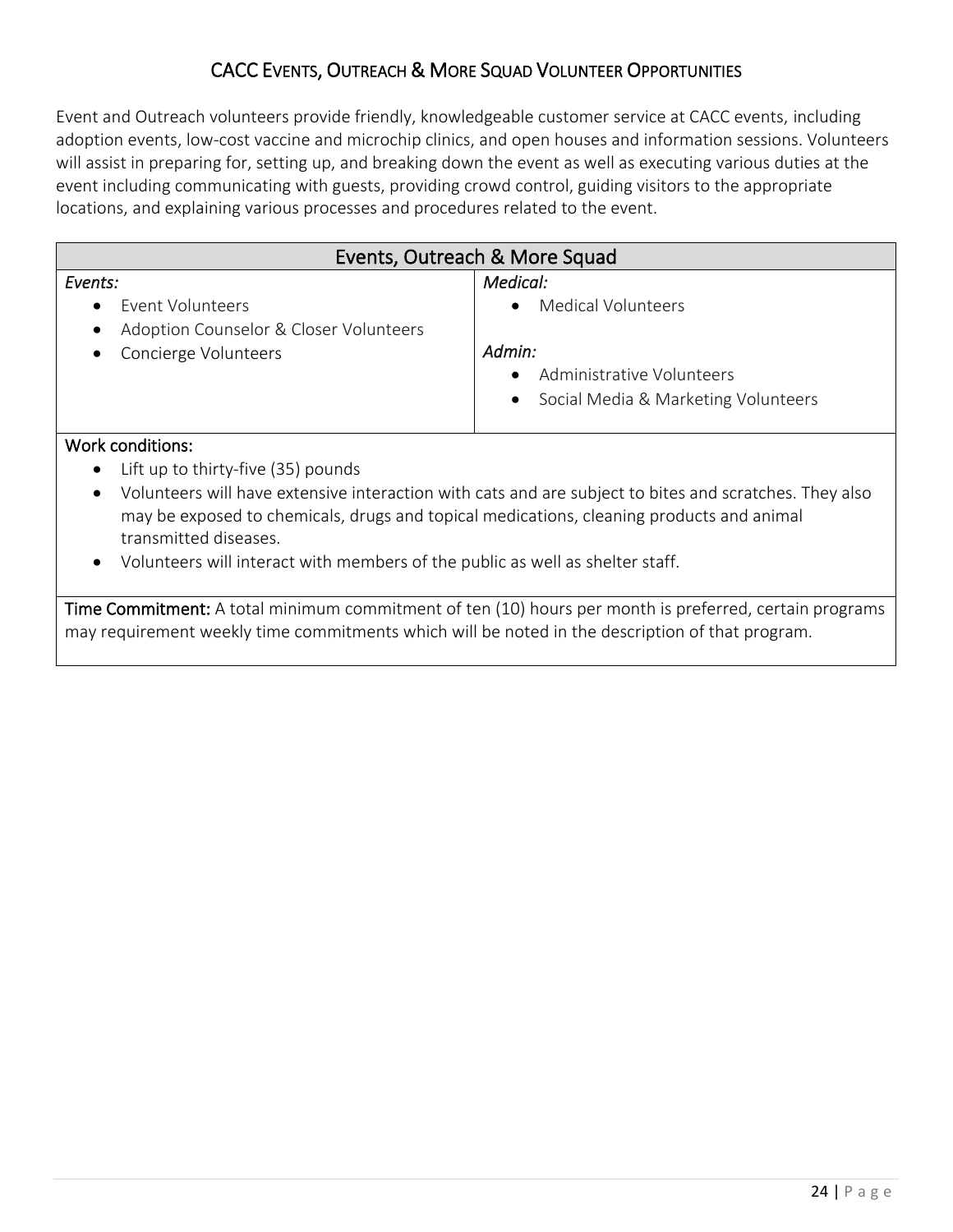## CACC Events, Outreach & More Squad Volunteer Opportunities

Event and Outreach volunteers provide friendly, knowledgeable customer service at CACC events, including adoption events, low-cost vaccine and microchip clinics, and open houses and information sessions. Volunteers will assist in preparing for, setting up, and breaking down the event as well as executing various duties at the event including communicating with guests, providing crowd control, guiding visitors to the appropriate locations, and explaining various processes and procedures related to the event.

### Events, Outreach & More Squad

| *Events:* | *Medical:* |
| --- | --- |
| • Event Volunteers<br>• Adoption Counselor & Closer Volunteers<br>• Concierge Volunteers | • Medical Volunteers<br><br>*Admin:*<br>• Administrative Volunteers<br>• Social Media & Marketing Volunteers |

**Work conditions:**

- Lift up to thirty-five (35) pounds
- Volunteers will have extensive interaction with cats and are subject to bites and scratches. They also may be exposed to chemicals, drugs and topical medications, cleaning products and animal transmitted diseases.
- Volunteers will interact with members of the public as well as shelter staff.

**Time Commitment:** A total minimum commitment of ten (10) hours per month is preferred, certain programs may requirement weekly time commitments which will be noted in the description of that program.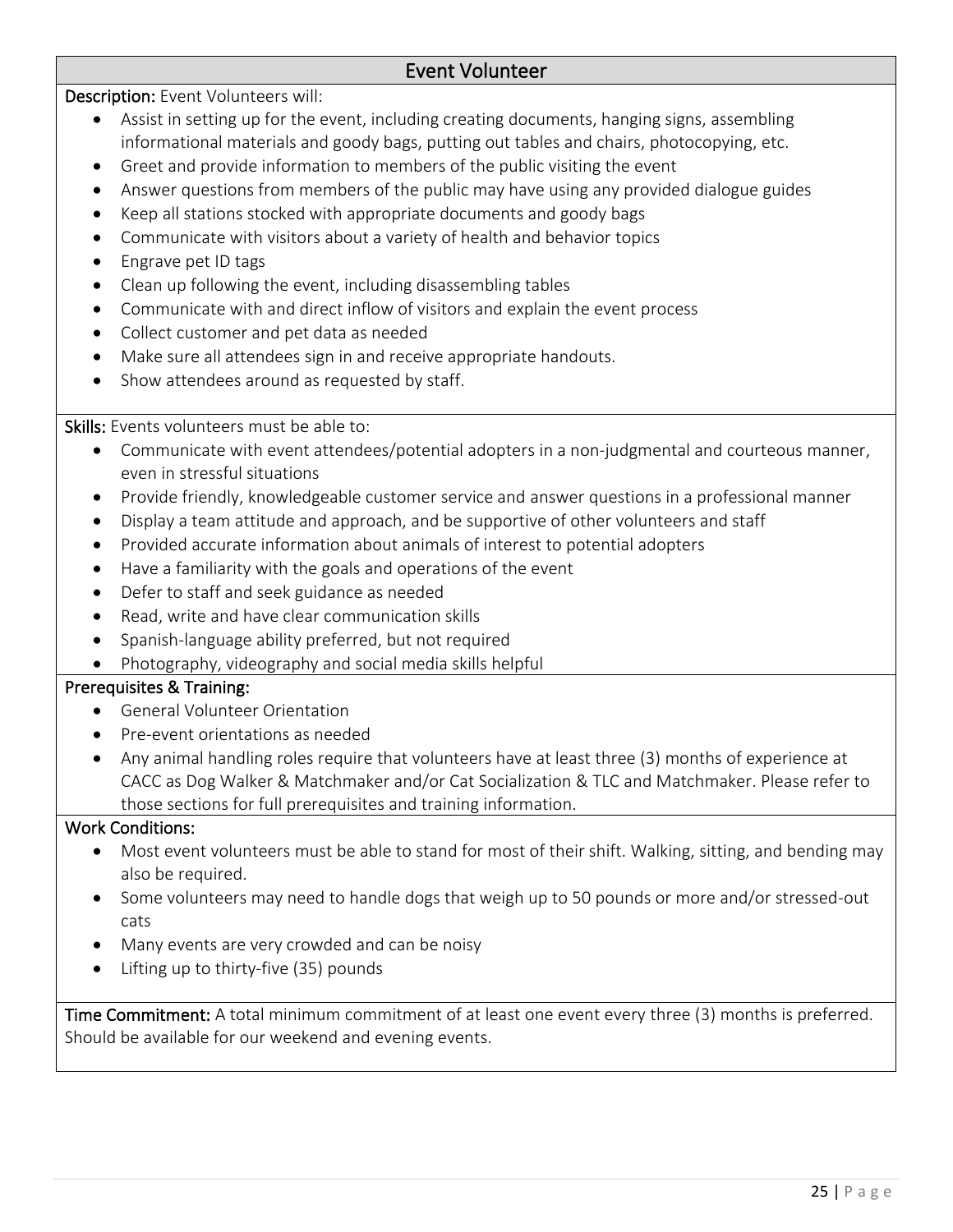## Event Volunteer

**Description:** Event Volunteers will:

- Assist in setting up for the event, including creating documents, hanging signs, assembling informational materials and goody bags, putting out tables and chairs, photocopying, etc.
- Greet and provide information to members of the public visiting the event
- Answer questions from members of the public may have using any provided dialogue guides
- Keep all stations stocked with appropriate documents and goody bags
- Communicate with visitors about a variety of health and behavior topics
- Engrave pet ID tags
- Clean up following the event, including disassembling tables
- Communicate with and direct inflow of visitors and explain the event process
- Collect customer and pet data as needed
- Make sure all attendees sign in and receive appropriate handouts.
- Show attendees around as requested by staff.

**Skills:** Events volunteers must be able to:

- Communicate with event attendees/potential adopters in a non-judgmental and courteous manner, even in stressful situations
- Provide friendly, knowledgeable customer service and answer questions in a professional manner
- Display a team attitude and approach, and be supportive of other volunteers and staff
- Provided accurate information about animals of interest to potential adopters
- Have a familiarity with the goals and operations of the event
- Defer to staff and seek guidance as needed
- Read, write and have clear communication skills
- Spanish-language ability preferred, but not required
- Photography, videography and social media skills helpful

**Prerequisites & Training:**

- General Volunteer Orientation
- Pre-event orientations as needed
- Any animal handling roles require that volunteers have at least three (3) months of experience at CACC as Dog Walker & Matchmaker and/or Cat Socialization & TLC and Matchmaker. Please refer to those sections for full prerequisites and training information.

**Work Conditions:**

- Most event volunteers must be able to stand for most of their shift. Walking, sitting, and bending may also be required.
- Some volunteers may need to handle dogs that weigh up to 50 pounds or more and/or stressed-out cats
- Many events are very crowded and can be noisy
- Lifting up to thirty-five (35) pounds

**Time Commitment:** A total minimum commitment of at least one event every three (3) months is preferred. Should be available for our weekend and evening events.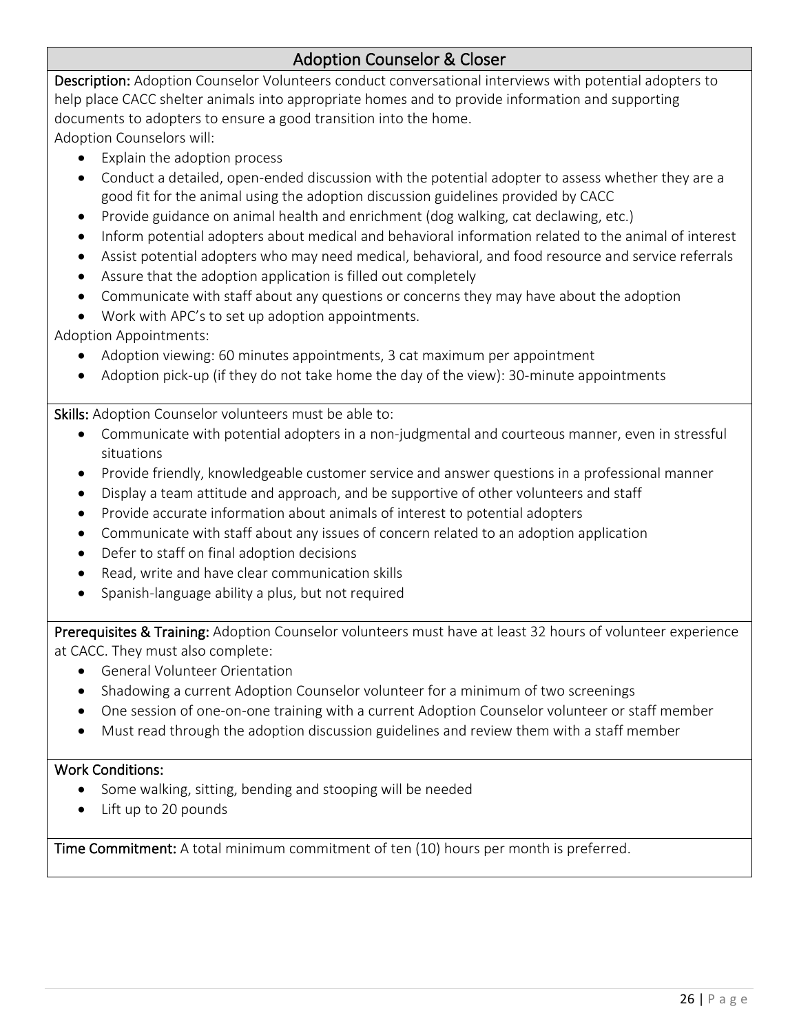## Adoption Counselor & Closer

**Description:** Adoption Counselor Volunteers conduct conversational interviews with potential adopters to help place CACC shelter animals into appropriate homes and to provide information and supporting documents to adopters to ensure a good transition into the home.

Adoption Counselors will:

- Explain the adoption process
- Conduct a detailed, open-ended discussion with the potential adopter to assess whether they are a good fit for the animal using the adoption discussion guidelines provided by CACC
- Provide guidance on animal health and enrichment (dog walking, cat declawing, etc.)
- Inform potential adopters about medical and behavioral information related to the animal of interest
- Assist potential adopters who may need medical, behavioral, and food resource and service referrals
- Assure that the adoption application is filled out completely
- Communicate with staff about any questions or concerns they may have about the adoption
- Work with APC's to set up adoption appointments.

Adoption Appointments:

- Adoption viewing: 60 minutes appointments, 3 cat maximum per appointment
- Adoption pick-up (if they do not take home the day of the view): 30-minute appointments

**Skills:** Adoption Counselor volunteers must be able to:

- Communicate with potential adopters in a non-judgmental and courteous manner, even in stressful situations
- Provide friendly, knowledgeable customer service and answer questions in a professional manner
- Display a team attitude and approach, and be supportive of other volunteers and staff
- Provide accurate information about animals of interest to potential adopters
- Communicate with staff about any issues of concern related to an adoption application
- Defer to staff on final adoption decisions
- Read, write and have clear communication skills
- Spanish-language ability a plus, but not required

**Prerequisites & Training:** Adoption Counselor volunteers must have at least 32 hours of volunteer experience at CACC. They must also complete:

- General Volunteer Orientation
- Shadowing a current Adoption Counselor volunteer for a minimum of two screenings
- One session of one-on-one training with a current Adoption Counselor volunteer or staff member
- Must read through the adoption discussion guidelines and review them with a staff member

**Work Conditions:**

- Some walking, sitting, bending and stooping will be needed
- Lift up to 20 pounds

**Time Commitment:** A total minimum commitment of ten (10) hours per month is preferred.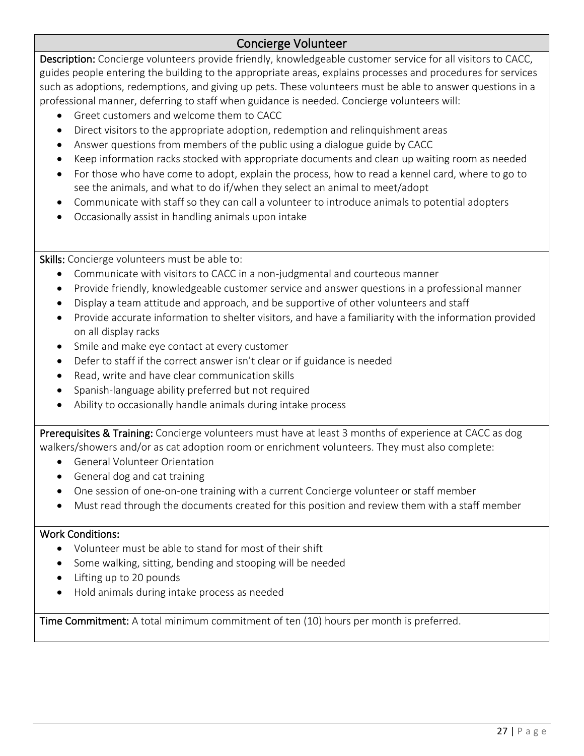## Concierge Volunteer

**Description:** Concierge volunteers provide friendly, knowledgeable customer service for all visitors to CACC, guides people entering the building to the appropriate areas, explains processes and procedures for services such as adoptions, redemptions, and giving up pets. These volunteers must be able to answer questions in a professional manner, deferring to staff when guidance is needed. Concierge volunteers will:

- Greet customers and welcome them to CACC
- Direct visitors to the appropriate adoption, redemption and relinquishment areas
- Answer questions from members of the public using a dialogue guide by CACC
- Keep information racks stocked with appropriate documents and clean up waiting room as needed
- For those who have come to adopt, explain the process, how to read a kennel card, where to go to see the animals, and what to do if/when they select an animal to meet/adopt
- Communicate with staff so they can call a volunteer to introduce animals to potential adopters
- Occasionally assist in handling animals upon intake

**Skills:** Concierge volunteers must be able to:

- Communicate with visitors to CACC in a non-judgmental and courteous manner
- Provide friendly, knowledgeable customer service and answer questions in a professional manner
- Display a team attitude and approach, and be supportive of other volunteers and staff
- Provide accurate information to shelter visitors, and have a familiarity with the information provided on all display racks
- Smile and make eye contact at every customer
- Defer to staff if the correct answer isn't clear or if guidance is needed
- Read, write and have clear communication skills
- Spanish-language ability preferred but not required
- Ability to occasionally handle animals during intake process

**Prerequisites & Training:** Concierge volunteers must have at least 3 months of experience at CACC as dog walkers/showers and/or as cat adoption room or enrichment volunteers. They must also complete:

- General Volunteer Orientation
- General dog and cat training
- One session of one-on-one training with a current Concierge volunteer or staff member
- Must read through the documents created for this position and review them with a staff member

**Work Conditions:**

- Volunteer must be able to stand for most of their shift
- Some walking, sitting, bending and stooping will be needed
- Lifting up to 20 pounds
- Hold animals during intake process as needed

**Time Commitment:** A total minimum commitment of ten (10) hours per month is preferred.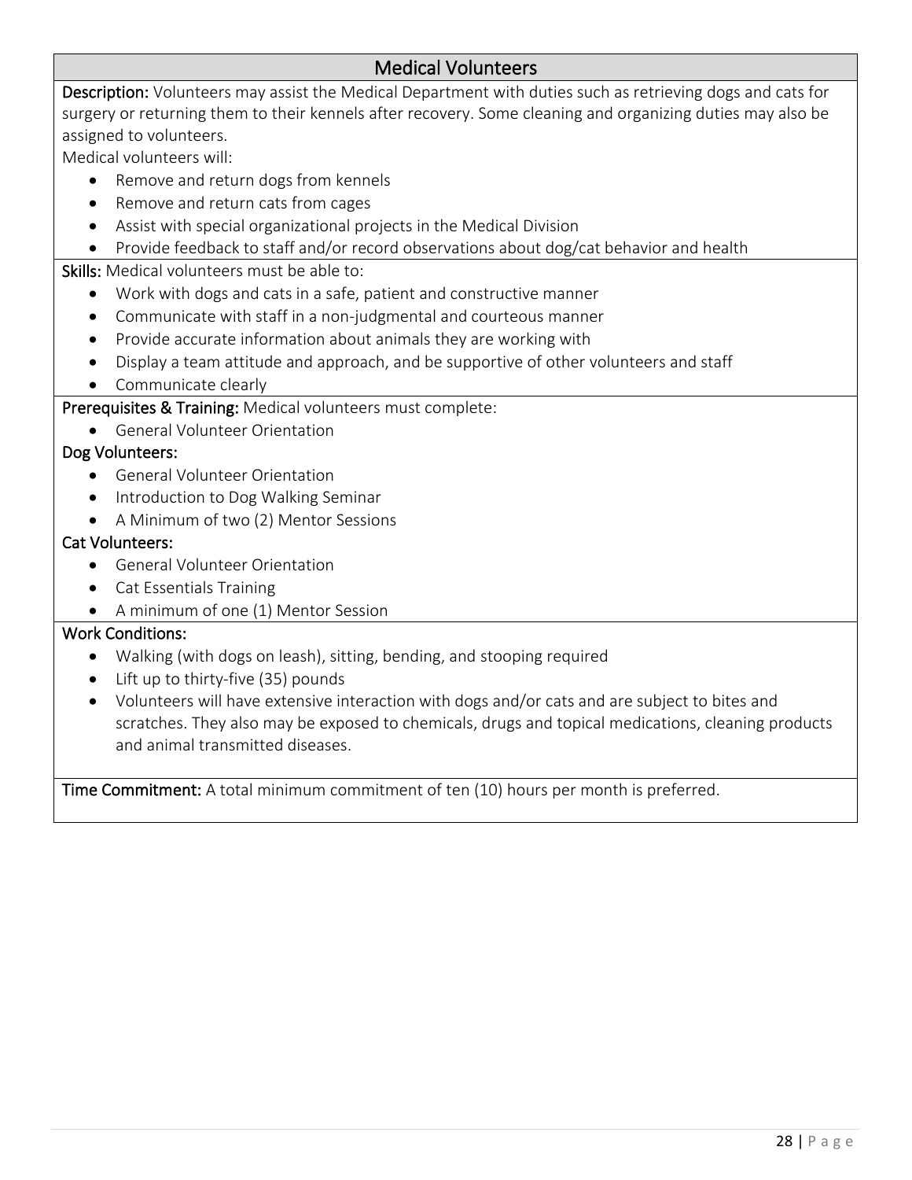## Medical Volunteers

**Description:** Volunteers may assist the Medical Department with duties such as retrieving dogs and cats for surgery or returning them to their kennels after recovery. Some cleaning and organizing duties may also be assigned to volunteers.

Medical volunteers will:

- Remove and return dogs from kennels
- Remove and return cats from cages
- Assist with special organizational projects in the Medical Division
- Provide feedback to staff and/or record observations about dog/cat behavior and health

**Skills:** Medical volunteers must be able to:

- Work with dogs and cats in a safe, patient and constructive manner
- Communicate with staff in a non-judgmental and courteous manner
- Provide accurate information about animals they are working with
- Display a team attitude and approach, and be supportive of other volunteers and staff
- Communicate clearly

**Prerequisites & Training:** Medical volunteers must complete:

- General Volunteer Orientation

**Dog Volunteers:**

- General Volunteer Orientation
- Introduction to Dog Walking Seminar
- A Minimum of two (2) Mentor Sessions

**Cat Volunteers:**

- General Volunteer Orientation
- Cat Essentials Training
- A minimum of one (1) Mentor Session

**Work Conditions:**

- Walking (with dogs on leash), sitting, bending, and stooping required
- Lift up to thirty-five (35) pounds
- Volunteers will have extensive interaction with dogs and/or cats and are subject to bites and scratches. They also may be exposed to chemicals, drugs and topical medications, cleaning products and animal transmitted diseases.

**Time Commitment:** A total minimum commitment of ten (10) hours per month is preferred.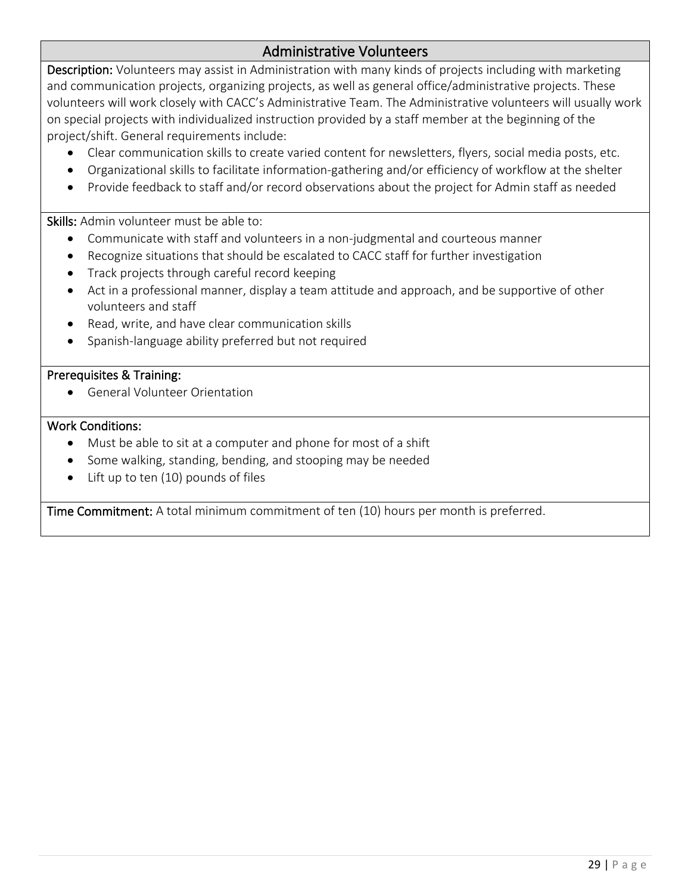## Administrative Volunteers

**Description:** Volunteers may assist in Administration with many kinds of projects including with marketing and communication projects, organizing projects, as well as general office/administrative projects. These volunteers will work closely with CACC's Administrative Team. The Administrative volunteers will usually work on special projects with individualized instruction provided by a staff member at the beginning of the project/shift. General requirements include:

- Clear communication skills to create varied content for newsletters, flyers, social media posts, etc.
- Organizational skills to facilitate information-gathering and/or efficiency of workflow at the shelter
- Provide feedback to staff and/or record observations about the project for Admin staff as needed

**Skills:** Admin volunteer must be able to:

- Communicate with staff and volunteers in a non-judgmental and courteous manner
- Recognize situations that should be escalated to CACC staff for further investigation
- Track projects through careful record keeping
- Act in a professional manner, display a team attitude and approach, and be supportive of other volunteers and staff
- Read, write, and have clear communication skills
- Spanish-language ability preferred but not required

**Prerequisites & Training:**

- General Volunteer Orientation

**Work Conditions:**

- Must be able to sit at a computer and phone for most of a shift
- Some walking, standing, bending, and stooping may be needed
- Lift up to ten (10) pounds of files

**Time Commitment:** A total minimum commitment of ten (10) hours per month is preferred.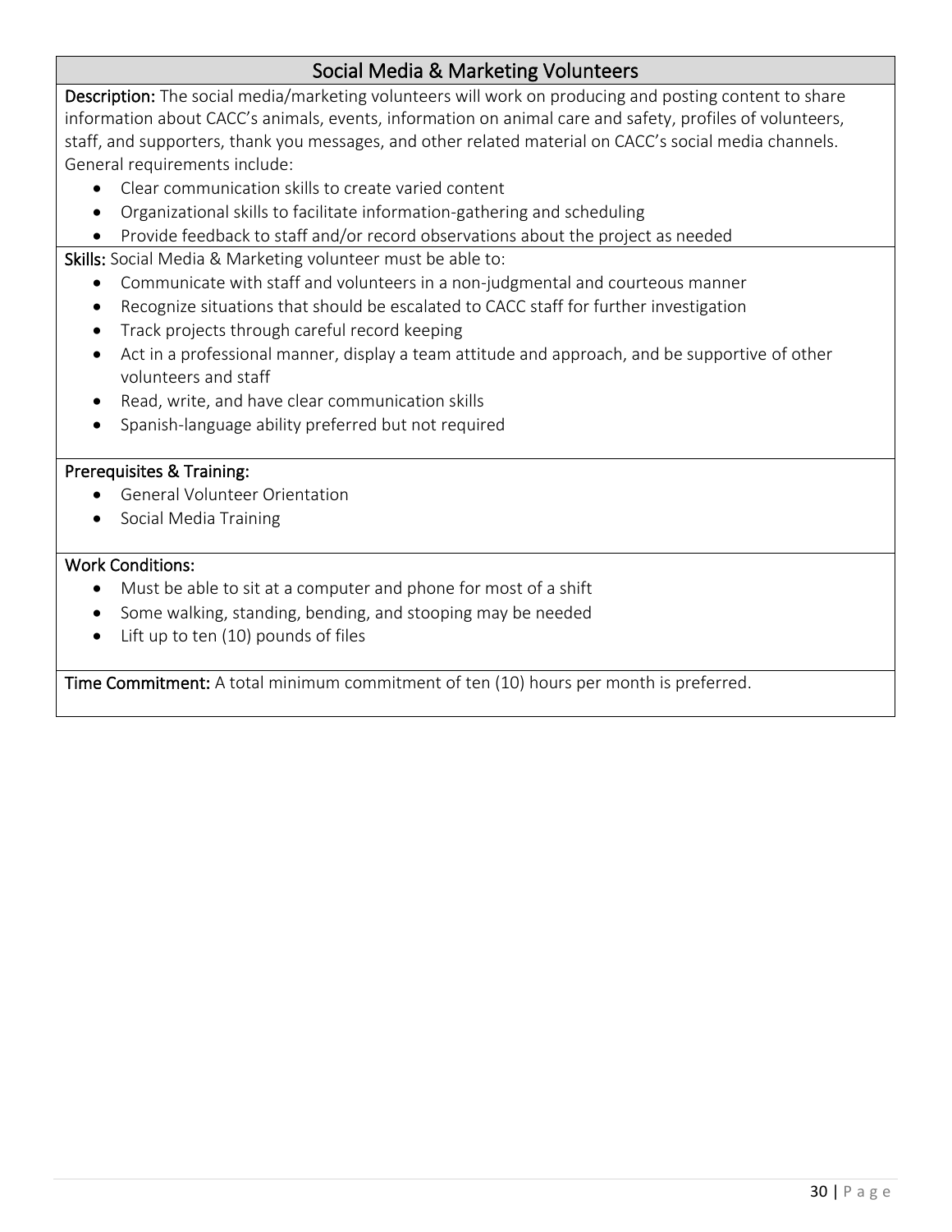## Social Media & Marketing Volunteers

**Description:** The social media/marketing volunteers will work on producing and posting content to share information about CACC's animals, events, information on animal care and safety, profiles of volunteers, staff, and supporters, thank you messages, and other related material on CACC's social media channels. General requirements include:

- Clear communication skills to create varied content
- Organizational skills to facilitate information-gathering and scheduling
- Provide feedback to staff and/or record observations about the project as needed

**Skills:** Social Media & Marketing volunteer must be able to:

- Communicate with staff and volunteers in a non-judgmental and courteous manner
- Recognize situations that should be escalated to CACC staff for further investigation
- Track projects through careful record keeping
- Act in a professional manner, display a team attitude and approach, and be supportive of other volunteers and staff
- Read, write, and have clear communication skills
- Spanish-language ability preferred but not required

**Prerequisites & Training:**

- General Volunteer Orientation
- Social Media Training

**Work Conditions:**

- Must be able to sit at a computer and phone for most of a shift
- Some walking, standing, bending, and stooping may be needed
- Lift up to ten (10) pounds of files

**Time Commitment:** A total minimum commitment of ten (10) hours per month is preferred.